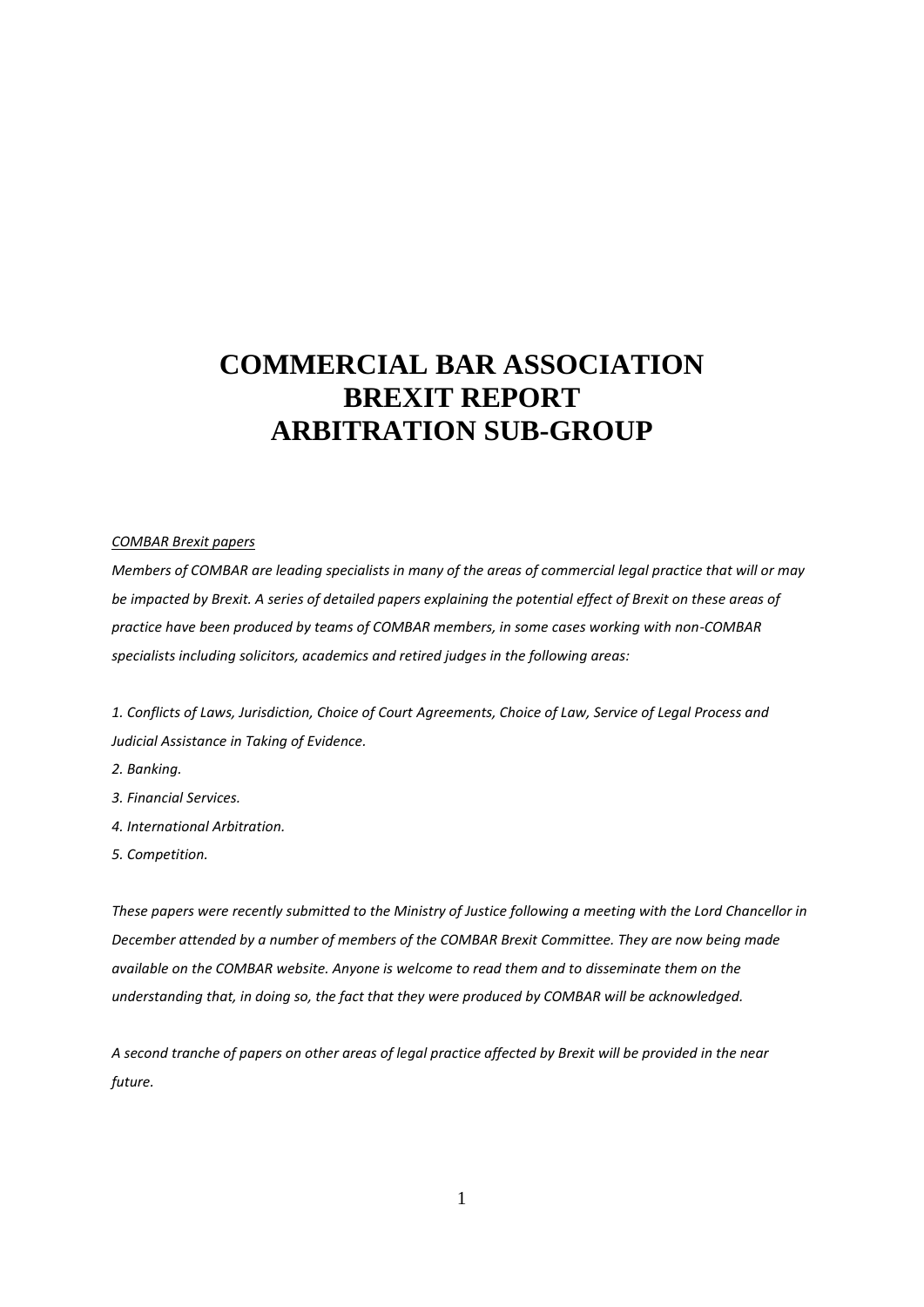# COMMERCIAL BAR ASSOCIATION BREXIT REPORT ARBITRATION SUB-GROUP

*COMBAR Brexit papers*

*Members of COMBAR are leading specialists in many of the areas of commercial legal practice that will or may be impacted by Brexit. A series of detailed papers explaining the potential effect of Brexit on these areas of practice have been produced by teams of COMBAR members, in some cases working with non-COMBAR specialists including solicitors, academics and retired judges in the following areas:*

*1. Conflicts of Laws, Jurisdiction, Choice of Court Agreements, Choice of Law, Service of Legal Process and Judicial Assistance in Taking of Evidence.*

*2. Banking.*

*3. Financial Services.*

*4. International Arbitration.*

*5. Competition.*

*These papers were recently submitted to the Ministry of Justice following a meeting with the Lord Chancellor in December attended by a number of members of the COMBAR Brexit Committee. They are now being made available on the COMBAR website. Anyone is welcome to read them and to disseminate them on the understanding that, in doing so, the fact that they were produced by COMBAR will be acknowledged.*

*A second tranche of papers on other areas of legal practice affected by Brexit will be provided in the near future.*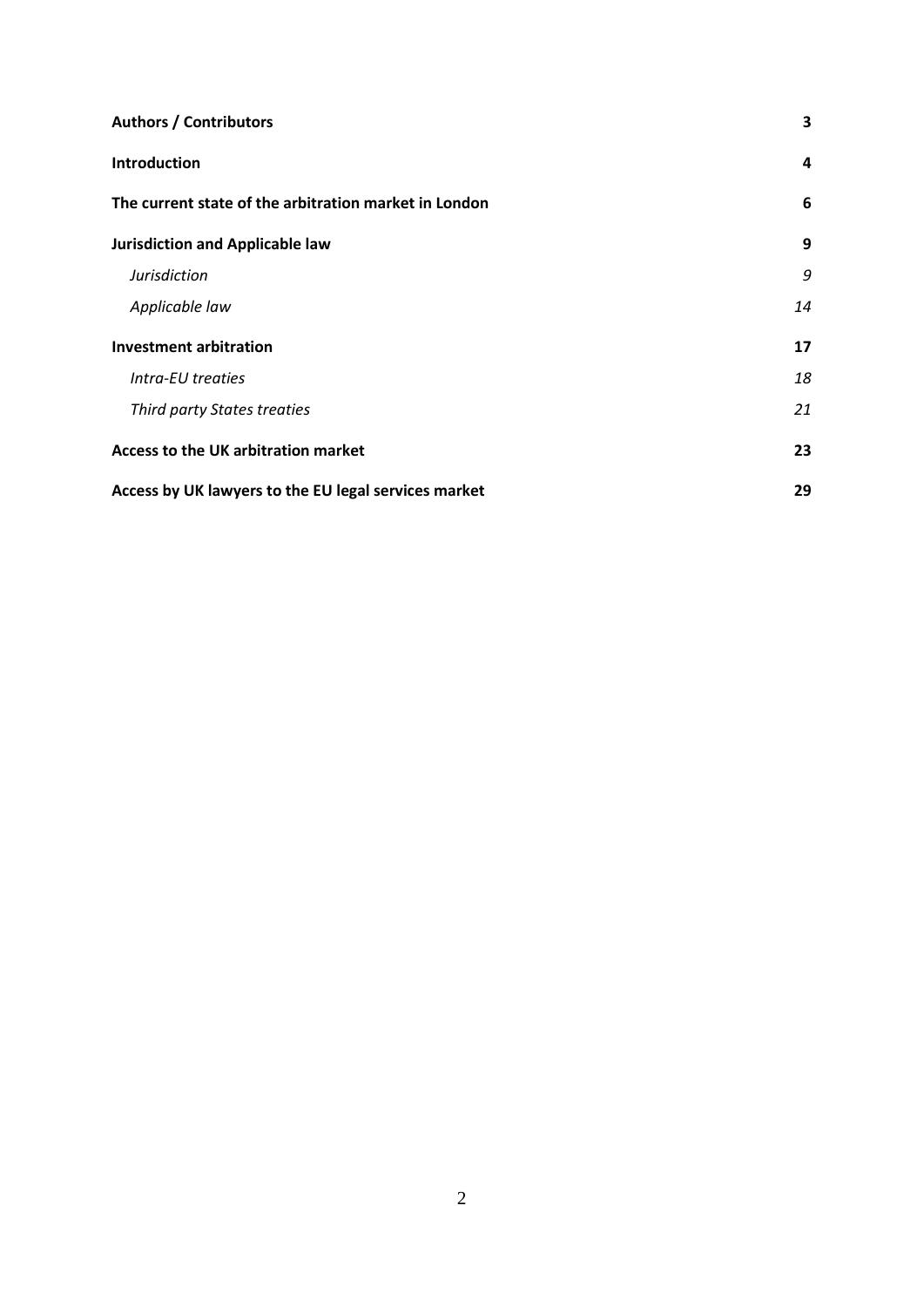| | |
|---|---|
| **Authors / Contributors** | **3** |
| **Introduction** | **4** |
| **The current state of the arbitration market in London** | **6** |
| **Jurisdiction and Applicable law** | **9** |
| *Jurisdiction* | *9* |
| *Applicable law* | *14* |
| **Investment arbitration** | **17** |
| *Intra-EU treaties* | *18* |
| *Third party States treaties* | *21* |
| **Access to the UK arbitration market** | **23** |
| **Access by UK lawyers to the EU legal services market** | **29** |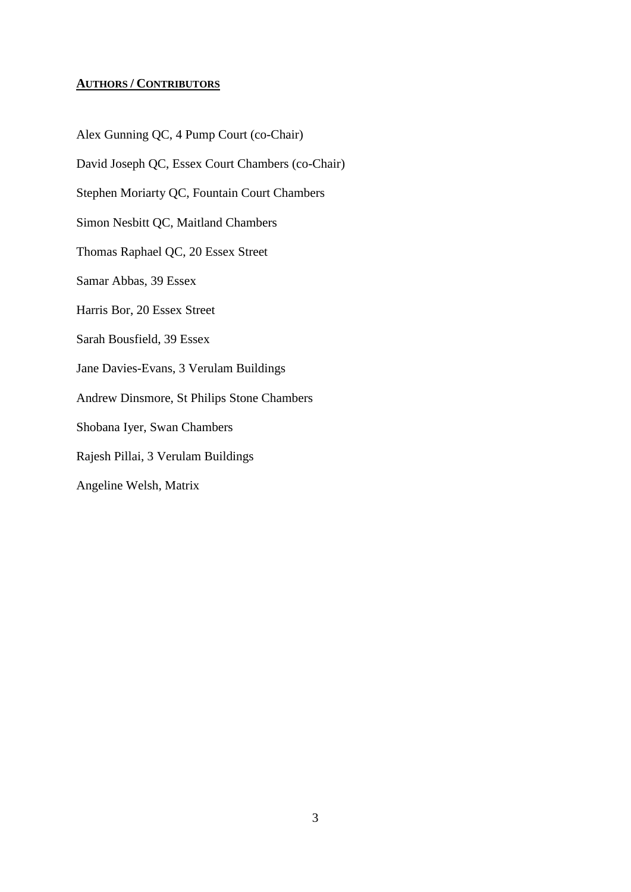## **Authors / Contributors**

Alex Gunning QC, 4 Pump Court (co-Chair)

David Joseph QC, Essex Court Chambers (co-Chair)

Stephen Moriarty QC, Fountain Court Chambers

Simon Nesbitt QC, Maitland Chambers

Thomas Raphael QC, 20 Essex Street

Samar Abbas, 39 Essex

Harris Bor, 20 Essex Street

Sarah Bousfield, 39 Essex

Jane Davies-Evans, 3 Verulam Buildings

Andrew Dinsmore, St Philips Stone Chambers

Shobana Iyer, Swan Chambers

Rajesh Pillai, 3 Verulam Buildings

Angeline Welsh, Matrix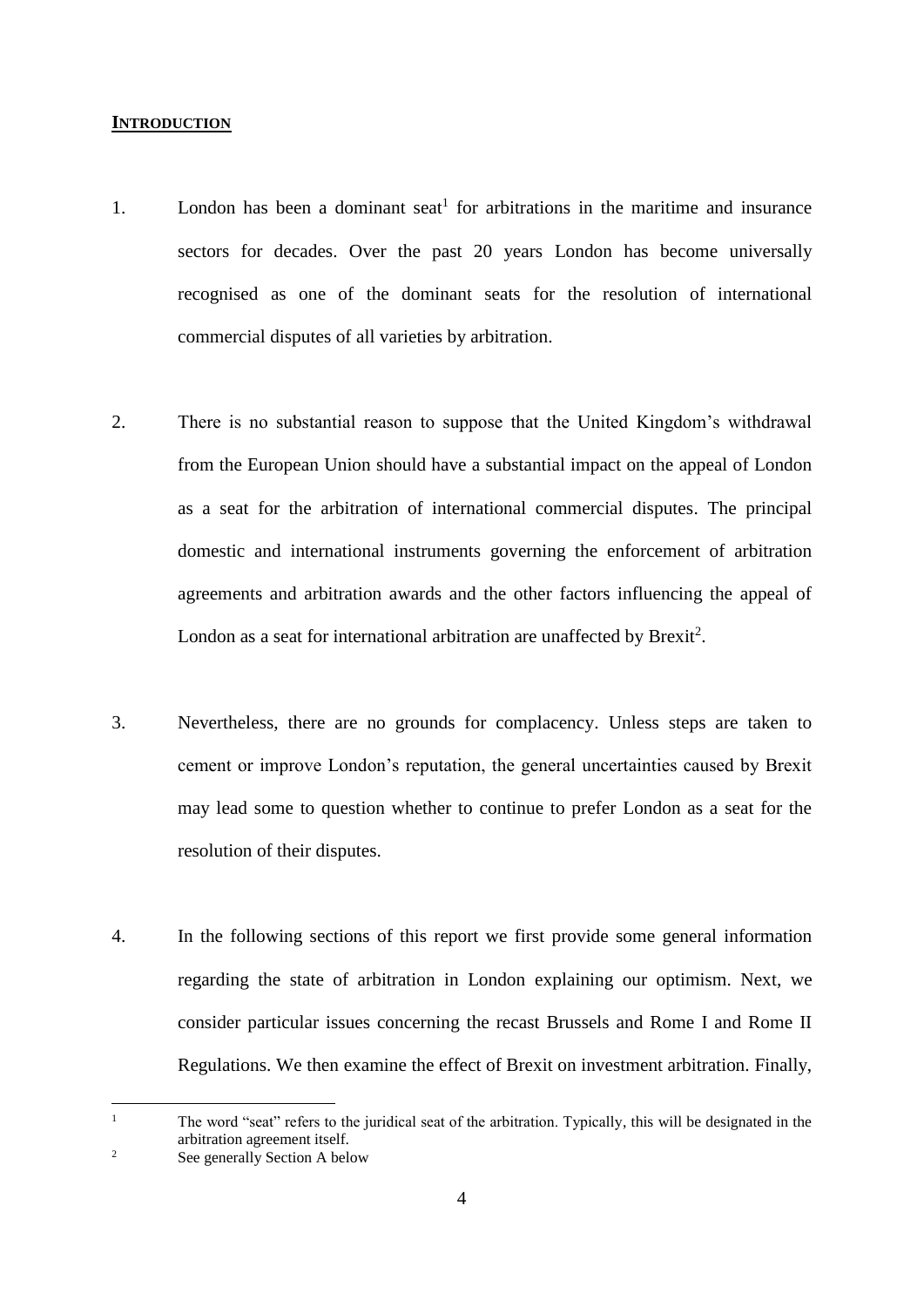## **INTRODUCTION**

1. London has been a dominant seat[1] for arbitrations in the maritime and insurance sectors for decades. Over the past 20 years London has become universally recognised as one of the dominant seats for the resolution of international commercial disputes of all varieties by arbitration.

2. There is no substantial reason to suppose that the United Kingdom's withdrawal from the European Union should have a substantial impact on the appeal of London as a seat for the arbitration of international commercial disputes. The principal domestic and international instruments governing the enforcement of arbitration agreements and arbitration awards and the other factors influencing the appeal of London as a seat for international arbitration are unaffected by Brexit[2].

3. Nevertheless, there are no grounds for complacency. Unless steps are taken to cement or improve London's reputation, the general uncertainties caused by Brexit may lead some to question whether to continue to prefer London as a seat for the resolution of their disputes.

4. In the following sections of this report we first provide some general information regarding the state of arbitration in London explaining our optimism. Next, we consider particular issues concerning the recast Brussels and Rome I and Rome II Regulations. We then examine the effect of Brexit on investment arbitration. Finally,

---

[1] The word "seat" refers to the juridical seat of the arbitration. Typically, this will be designated in the arbitration agreement itself.

[2] See generally Section A below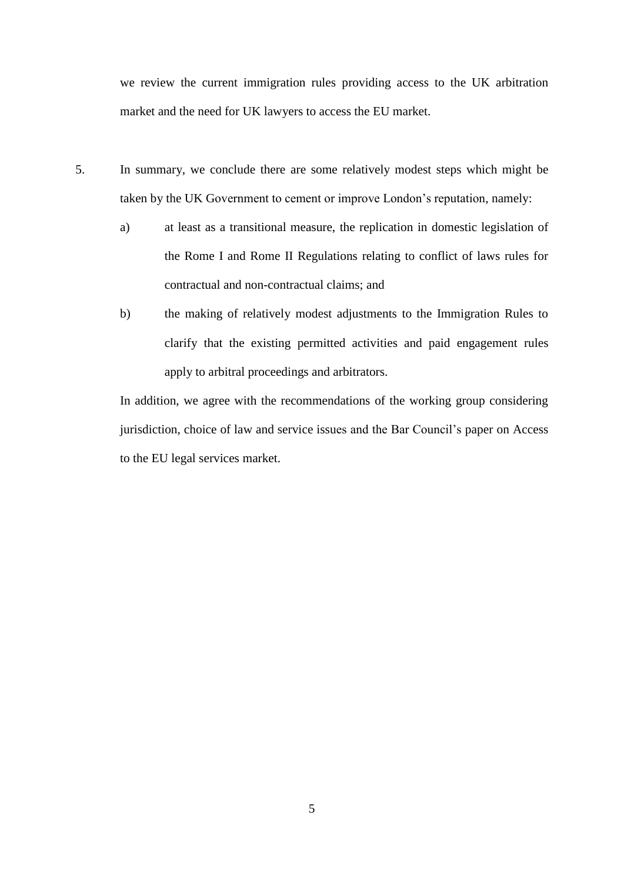we review the current immigration rules providing access to the UK arbitration market and the need for UK lawyers to access the EU market.

5. In summary, we conclude there are some relatively modest steps which might be taken by the UK Government to cement or improve London's reputation, namely:

   a) at least as a transitional measure, the replication in domestic legislation of the Rome I and Rome II Regulations relating to conflict of laws rules for contractual and non-contractual claims; and

   b) the making of relatively modest adjustments to the Immigration Rules to clarify that the existing permitted activities and paid engagement rules apply to arbitral proceedings and arbitrators.

   In addition, we agree with the recommendations of the working group considering jurisdiction, choice of law and service issues and the Bar Council's paper on Access to the EU legal services market.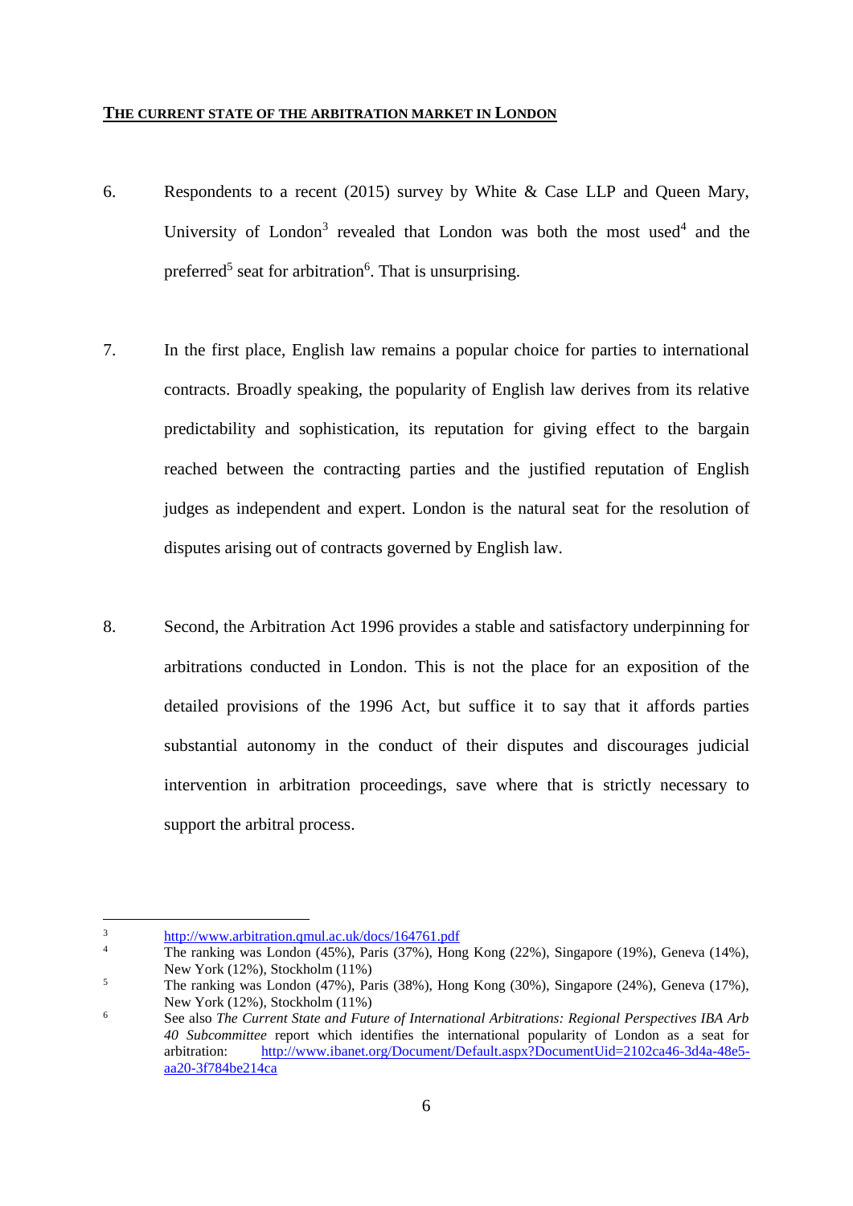## **THE CURRENT STATE OF THE ARBITRATION MARKET IN LONDON**

6. Respondents to a recent (2015) survey by White & Case LLP and Queen Mary, University of London[3] revealed that London was both the most used[4] and the preferred[5] seat for arbitration[6]. That is unsurprising.

7. In the first place, English law remains a popular choice for parties to international contracts. Broadly speaking, the popularity of English law derives from its relative predictability and sophistication, its reputation for giving effect to the bargain reached between the contracting parties and the justified reputation of English judges as independent and expert. London is the natural seat for the resolution of disputes arising out of contracts governed by English law.

8. Second, the Arbitration Act 1996 provides a stable and satisfactory underpinning for arbitrations conducted in London. This is not the place for an exposition of the detailed provisions of the 1996 Act, but suffice it to say that it affords parties substantial autonomy in the conduct of their disputes and discourages judicial intervention in arbitration proceedings, save where that is strictly necessary to support the arbitral process.

---

[3] http://www.arbitration.qmul.ac.uk/docs/164761.pdf

[4] The ranking was London (45%), Paris (37%), Hong Kong (22%), Singapore (19%), Geneva (14%), New York (12%), Stockholm (11%)

[5] The ranking was London (47%), Paris (38%), Hong Kong (30%), Singapore (24%), Geneva (17%), New York (12%), Stockholm (11%)

[6] See also *The Current State and Future of International Arbitrations: Regional Perspectives IBA Arb 40 Subcommittee* report which identifies the international popularity of London as a seat for arbitration: http://www.ibanet.org/Document/Default.aspx?DocumentUid=2102ca46-3d4a-48e5-aa20-3f784be214ca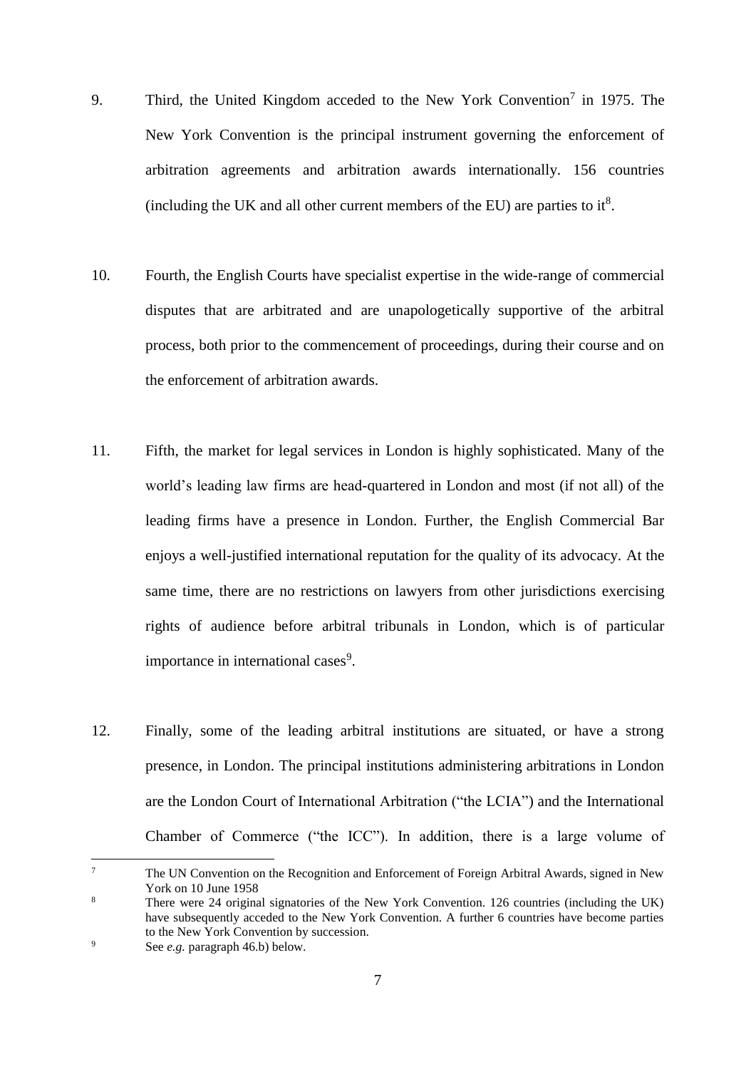9. Third, the United Kingdom acceded to the New York Convention[7] in 1975. The New York Convention is the principal instrument governing the enforcement of arbitration agreements and arbitration awards internationally. 156 countries (including the UK and all other current members of the EU) are parties to it[8].

10. Fourth, the English Courts have specialist expertise in the wide-range of commercial disputes that are arbitrated and are unapologetically supportive of the arbitral process, both prior to the commencement of proceedings, during their course and on the enforcement of arbitration awards.

11. Fifth, the market for legal services in London is highly sophisticated. Many of the world's leading law firms are head-quartered in London and most (if not all) of the leading firms have a presence in London. Further, the English Commercial Bar enjoys a well-justified international reputation for the quality of its advocacy. At the same time, there are no restrictions on lawyers from other jurisdictions exercising rights of audience before arbitral tribunals in London, which is of particular importance in international cases[9].

12. Finally, some of the leading arbitral institutions are situated, or have a strong presence, in London. The principal institutions administering arbitrations in London are the London Court of International Arbitration ("the LCIA") and the International Chamber of Commerce ("the ICC"). In addition, there is a large volume of

---

[7] The UN Convention on the Recognition and Enforcement of Foreign Arbitral Awards, signed in New York on 10 June 1958

[8] There were 24 original signatories of the New York Convention. 126 countries (including the UK) have subsequently acceded to the New York Convention. A further 6 countries have become parties to the New York Convention by succession.

[9] See *e.g.* paragraph 46.b) below.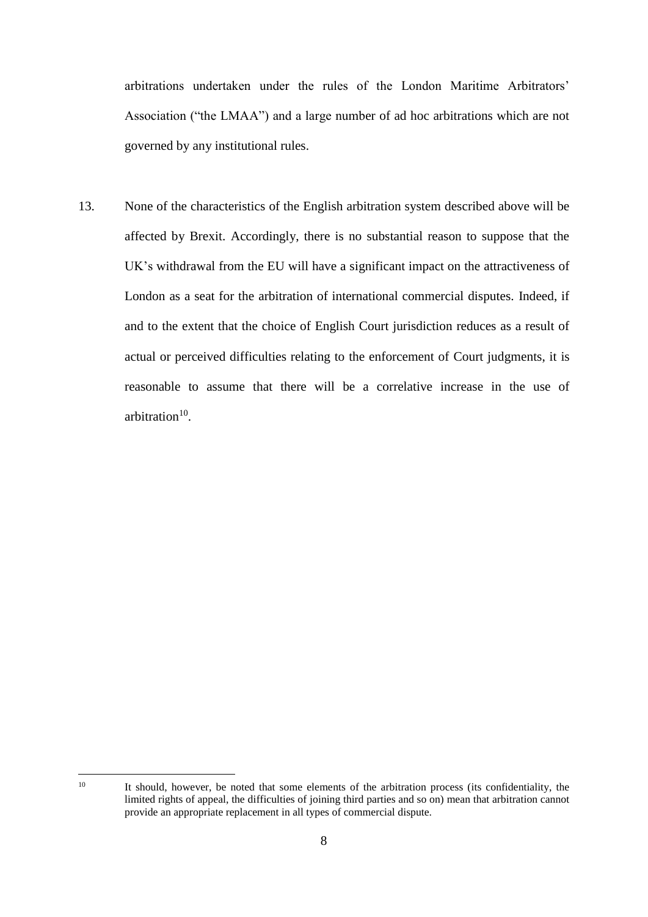arbitrations undertaken under the rules of the London Maritime Arbitrators' Association ("the LMAA") and a large number of ad hoc arbitrations which are not governed by any institutional rules.

13. None of the characteristics of the English arbitration system described above will be affected by Brexit. Accordingly, there is no substantial reason to suppose that the UK's withdrawal from the EU will have a significant impact on the attractiveness of London as a seat for the arbitration of international commercial disputes. Indeed, if and to the extent that the choice of English Court jurisdiction reduces as a result of actual or perceived difficulties relating to the enforcement of Court judgments, it is reasonable to assume that there will be a correlative increase in the use of arbitration[10].

---

[10] It should, however, be noted that some elements of the arbitration process (its confidentiality, the limited rights of appeal, the difficulties of joining third parties and so on) mean that arbitration cannot provide an appropriate replacement in all types of commercial dispute.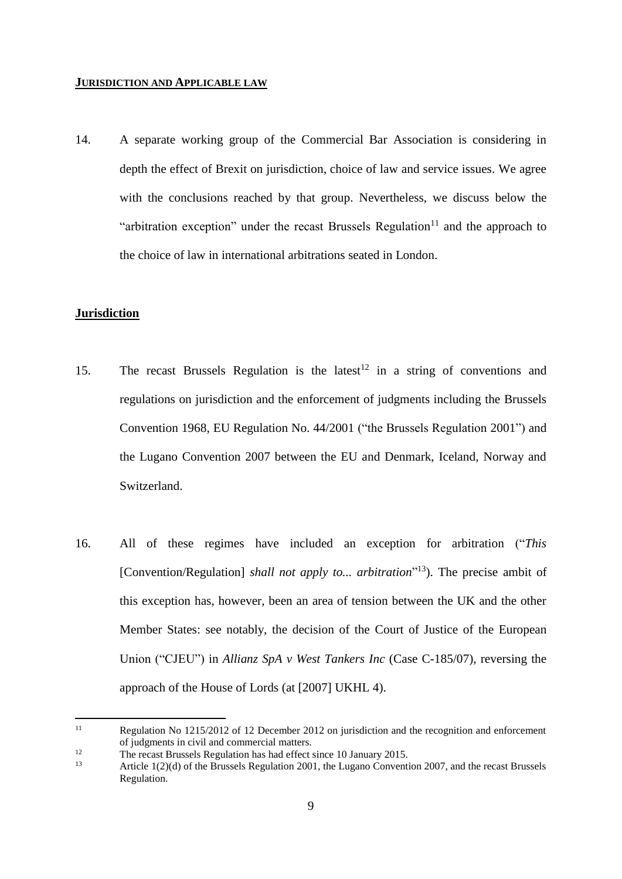## **JURISDICTION AND APPLICABLE LAW**

14. A separate working group of the Commercial Bar Association is considering in depth the effect of Brexit on jurisdiction, choice of law and service issues. We agree with the conclusions reached by that group. Nevertheless, we discuss below the "arbitration exception" under the recast Brussels Regulation[11] and the approach to the choice of law in international arbitrations seated in London.

### **Jurisdiction**

15. The recast Brussels Regulation is the latest[12] in a string of conventions and regulations on jurisdiction and the enforcement of judgments including the Brussels Convention 1968, EU Regulation No. 44/2001 ("the Brussels Regulation 2001") and the Lugano Convention 2007 between the EU and Denmark, Iceland, Norway and Switzerland.

16. All of these regimes have included an exception for arbitration ("*This* [Convention/Regulation] *shall not apply to... arbitration*"[13]). The precise ambit of this exception has, however, been an area of tension between the UK and the other Member States: see notably, the decision of the Court of Justice of the European Union ("CJEU") in *Allianz SpA v West Tankers Inc* (Case C-185/07), reversing the approach of the House of Lords (at [2007] UKHL 4).

---

[11] Regulation No 1215/2012 of 12 December 2012 on jurisdiction and the recognition and enforcement of judgments in civil and commercial matters.

[12] The recast Brussels Regulation has had effect since 10 January 2015.

[13] Article 1(2)(d) of the Brussels Regulation 2001, the Lugano Convention 2007, and the recast Brussels Regulation.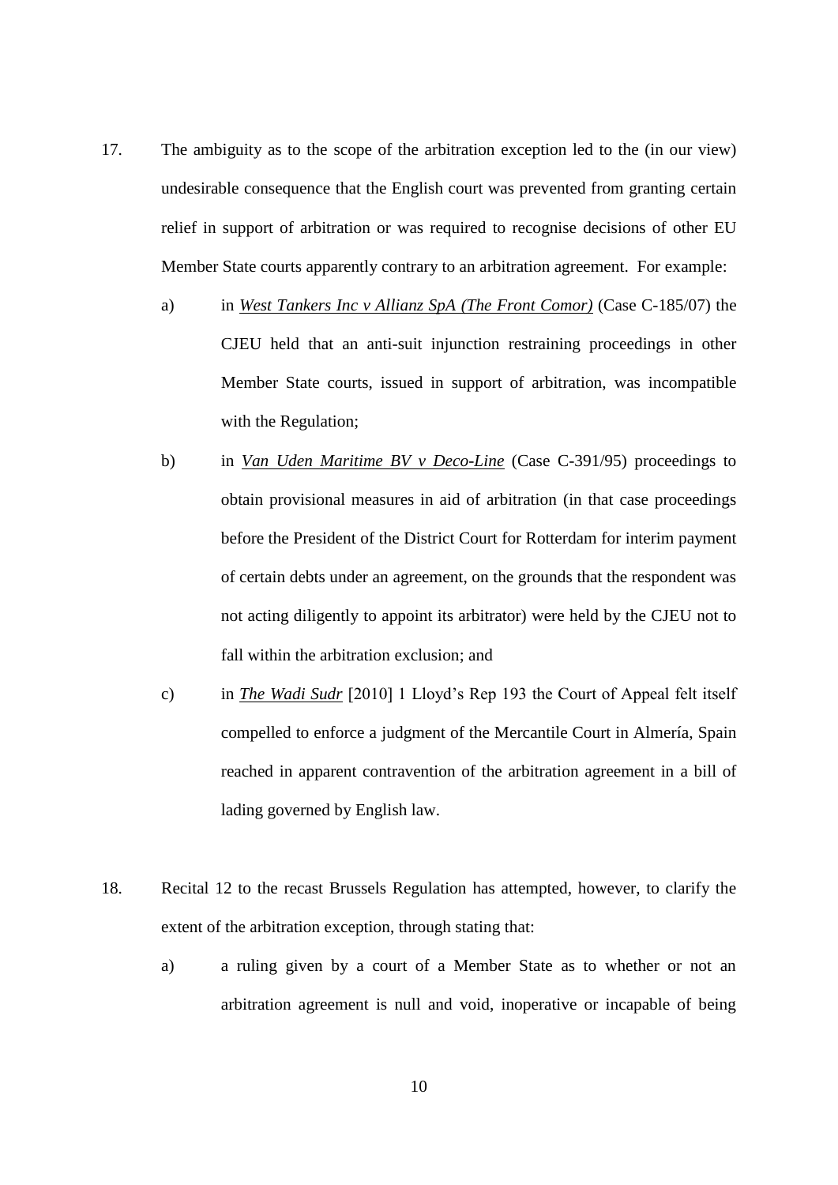17. The ambiguity as to the scope of the arbitration exception led to the (in our view) undesirable consequence that the English court was prevented from granting certain relief in support of arbitration or was required to recognise decisions of other EU Member State courts apparently contrary to an arbitration agreement. For example:

    a) in ***West Tankers Inc v Allianz SpA (The Front Comor)*** (Case C-185/07) the CJEU held that an anti-suit injunction restraining proceedings in other Member State courts, issued in support of arbitration, was incompatible with the Regulation;

    b) in ***Van Uden Maritime BV v Deco-Line*** (Case C-391/95) proceedings to obtain provisional measures in aid of arbitration (in that case proceedings before the President of the District Court for Rotterdam for interim payment of certain debts under an agreement, on the grounds that the respondent was not acting diligently to appoint its arbitrator) were held by the CJEU not to fall within the arbitration exclusion; and

    c) in ***The Wadi Sudr*** [2010] 1 Lloyd's Rep 193 the Court of Appeal felt itself compelled to enforce a judgment of the Mercantile Court in Almería, Spain reached in apparent contravention of the arbitration agreement in a bill of lading governed by English law.

18. Recital 12 to the recast Brussels Regulation has attempted, however, to clarify the extent of the arbitration exception, through stating that:

    a) a ruling given by a court of a Member State as to whether or not an arbitration agreement is null and void, inoperative or incapable of being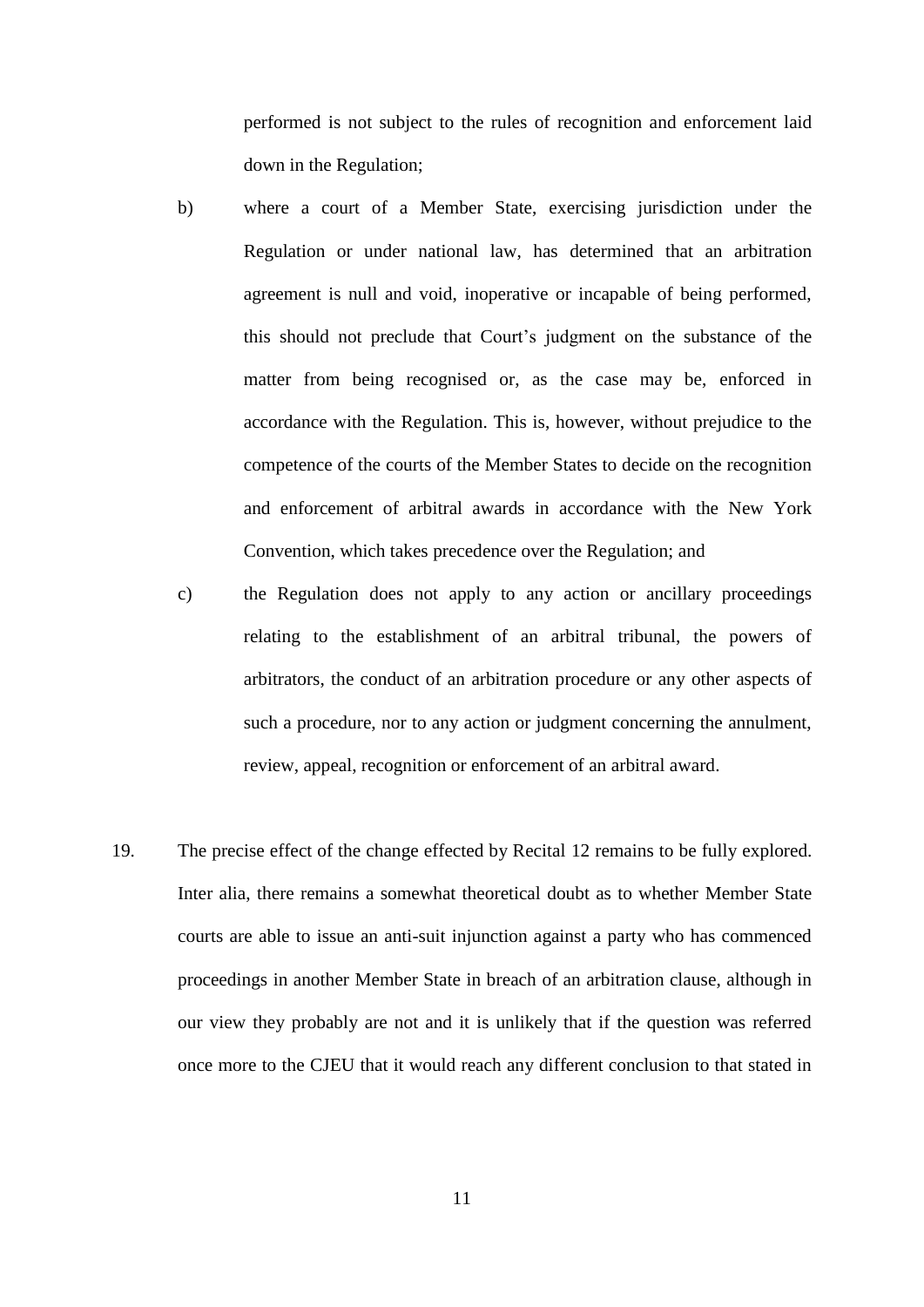performed is not subject to the rules of recognition and enforcement laid down in the Regulation;

b) where a court of a Member State, exercising jurisdiction under the Regulation or under national law, has determined that an arbitration agreement is null and void, inoperative or incapable of being performed, this should not preclude that Court's judgment on the substance of the matter from being recognised or, as the case may be, enforced in accordance with the Regulation. This is, however, without prejudice to the competence of the courts of the Member States to decide on the recognition and enforcement of arbitral awards in accordance with the New York Convention, which takes precedence over the Regulation; and

c) the Regulation does not apply to any action or ancillary proceedings relating to the establishment of an arbitral tribunal, the powers of arbitrators, the conduct of an arbitration procedure or any other aspects of such a procedure, nor to any action or judgment concerning the annulment, review, appeal, recognition or enforcement of an arbitral award.

19. The precise effect of the change effected by Recital 12 remains to be fully explored. Inter alia, there remains a somewhat theoretical doubt as to whether Member State courts are able to issue an anti-suit injunction against a party who has commenced proceedings in another Member State in breach of an arbitration clause, although in our view they probably are not and it is unlikely that if the question was referred once more to the CJEU that it would reach any different conclusion to that stated in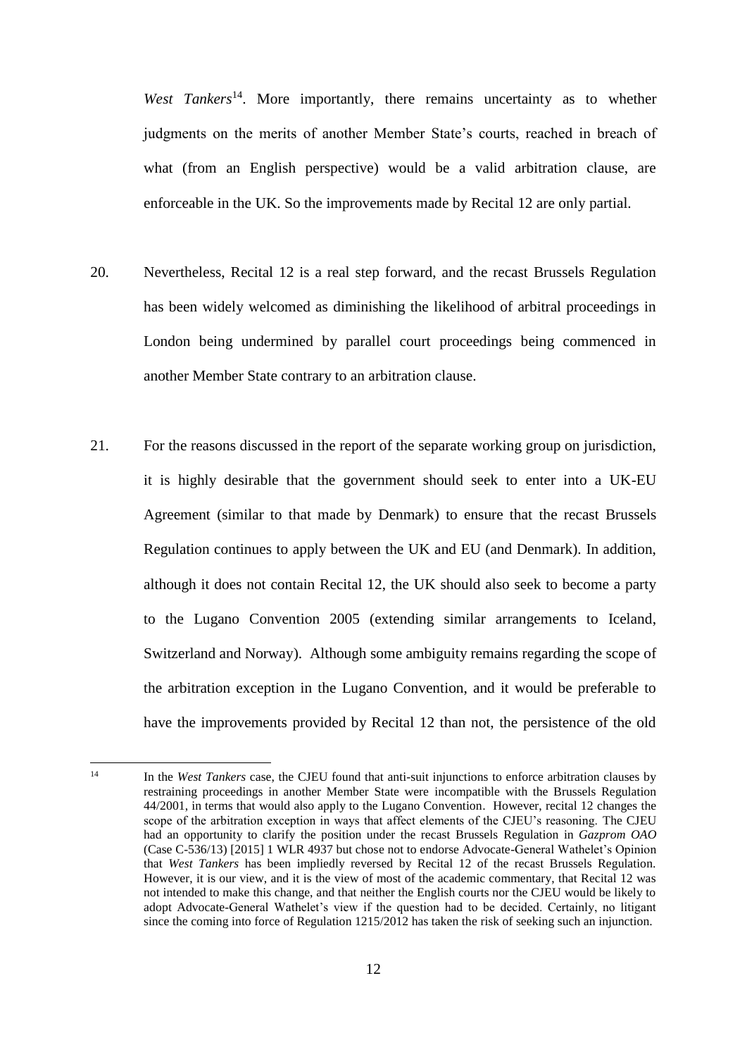*West Tankers*[14]. More importantly, there remains uncertainty as to whether judgments on the merits of another Member State's courts, reached in breach of what (from an English perspective) would be a valid arbitration clause, are enforceable in the UK. So the improvements made by Recital 12 are only partial.

20. Nevertheless, Recital 12 is a real step forward, and the recast Brussels Regulation has been widely welcomed as diminishing the likelihood of arbitral proceedings in London being undermined by parallel court proceedings being commenced in another Member State contrary to an arbitration clause.

21. For the reasons discussed in the report of the separate working group on jurisdiction, it is highly desirable that the government should seek to enter into a UK-EU Agreement (similar to that made by Denmark) to ensure that the recast Brussels Regulation continues to apply between the UK and EU (and Denmark). In addition, although it does not contain Recital 12, the UK should also seek to become a party to the Lugano Convention 2005 (extending similar arrangements to Iceland, Switzerland and Norway). Although some ambiguity remains regarding the scope of the arbitration exception in the Lugano Convention, and it would be preferable to have the improvements provided by Recital 12 than not, the persistence of the old

---

[14] In the *West Tankers* case, the CJEU found that anti-suit injunctions to enforce arbitration clauses by restraining proceedings in another Member State were incompatible with the Brussels Regulation 44/2001, in terms that would also apply to the Lugano Convention. However, recital 12 changes the scope of the arbitration exception in ways that affect elements of the CJEU's reasoning. The CJEU had an opportunity to clarify the position under the recast Brussels Regulation in *Gazprom OAO* (Case C-536/13) [2015] 1 WLR 4937 but chose not to endorse Advocate-General Wathelet's Opinion that *West Tankers* has been impliedly reversed by Recital 12 of the recast Brussels Regulation. However, it is our view, and it is the view of most of the academic commentary, that Recital 12 was not intended to make this change, and that neither the English courts nor the CJEU would be likely to adopt Advocate-General Wathelet's view if the question had to be decided. Certainly, no litigant since the coming into force of Regulation 1215/2012 has taken the risk of seeking such an injunction.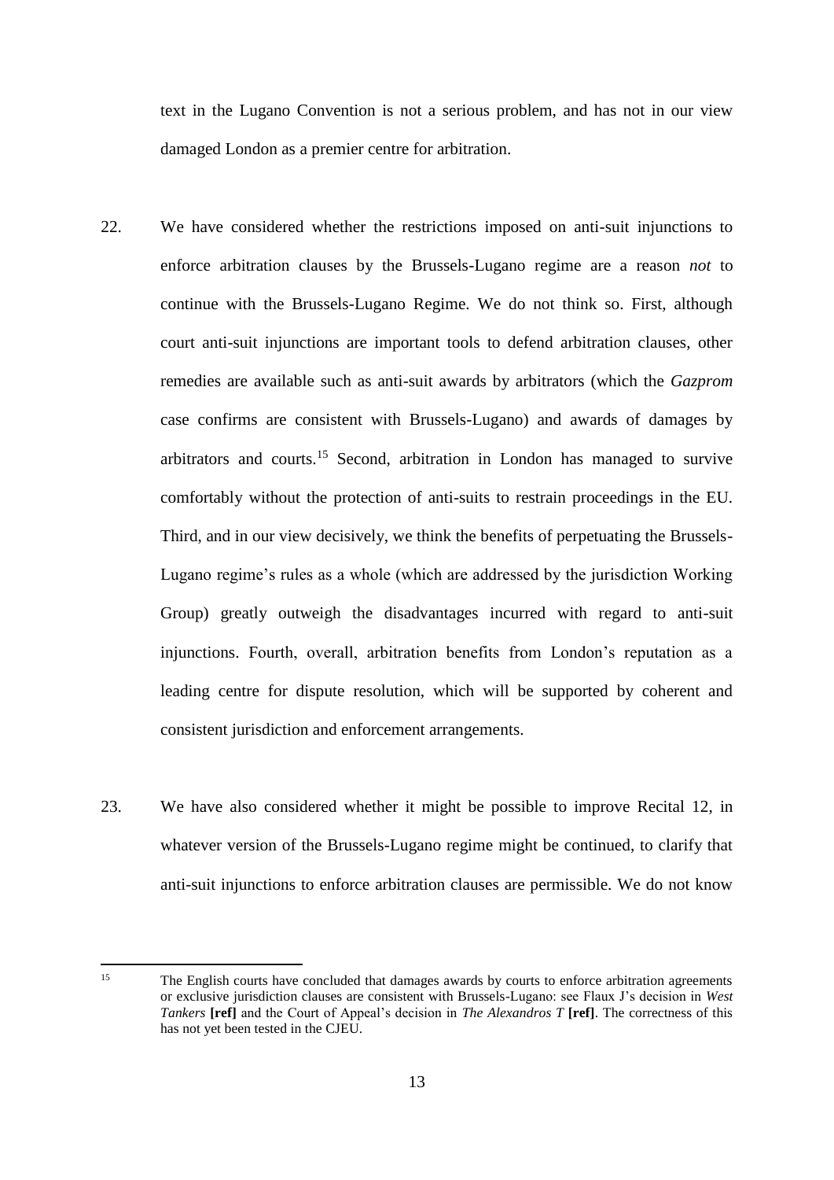text in the Lugano Convention is not a serious problem, and has not in our view damaged London as a premier centre for arbitration.

22. We have considered whether the restrictions imposed on anti-suit injunctions to enforce arbitration clauses by the Brussels-Lugano regime are a reason *not* to continue with the Brussels-Lugano Regime. We do not think so. First, although court anti-suit injunctions are important tools to defend arbitration clauses, other remedies are available such as anti-suit awards by arbitrators (which the *Gazprom* case confirms are consistent with Brussels-Lugano) and awards of damages by arbitrators and courts.[15] Second, arbitration in London has managed to survive comfortably without the protection of anti-suits to restrain proceedings in the EU. Third, and in our view decisively, we think the benefits of perpetuating the Brussels-Lugano regime's rules as a whole (which are addressed by the jurisdiction Working Group) greatly outweigh the disadvantages incurred with regard to anti-suit injunctions. Fourth, overall, arbitration benefits from London's reputation as a leading centre for dispute resolution, which will be supported by coherent and consistent jurisdiction and enforcement arrangements.

23. We have also considered whether it might be possible to improve Recital 12, in whatever version of the Brussels-Lugano regime might be continued, to clarify that anti-suit injunctions to enforce arbitration clauses are permissible. We do not know

[15] The English courts have concluded that damages awards by courts to enforce arbitration agreements or exclusive jurisdiction clauses are consistent with Brussels-Lugano: see Flaux J's decision in *West Tankers* **[ref]** and the Court of Appeal's decision in *The Alexandros T* **[ref]**. The correctness of this has not yet been tested in the CJEU.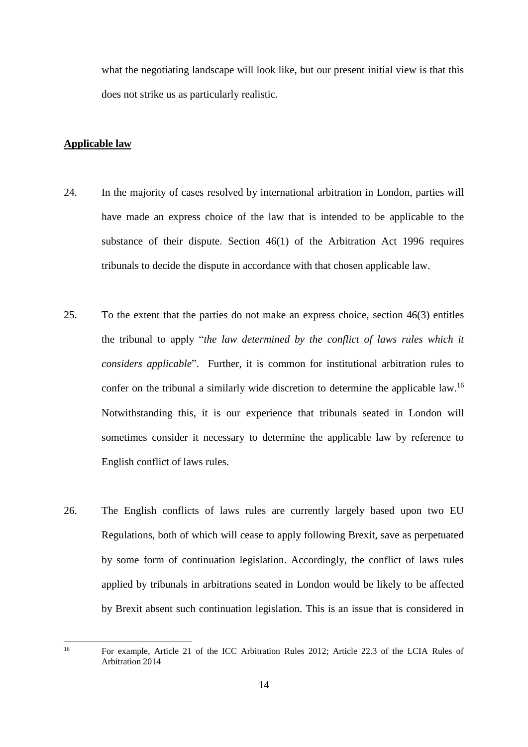what the negotiating landscape will look like, but our present initial view is that this does not strike us as particularly realistic.

**Applicable law**

24. In the majority of cases resolved by international arbitration in London, parties will have made an express choice of the law that is intended to be applicable to the substance of their dispute. Section 46(1) of the Arbitration Act 1996 requires tribunals to decide the dispute in accordance with that chosen applicable law.

25. To the extent that the parties do not make an express choice, section 46(3) entitles the tribunal to apply "*the law determined by the conflict of laws rules which it considers applicable*". Further, it is common for institutional arbitration rules to confer on the tribunal a similarly wide discretion to determine the applicable law.[16] Notwithstanding this, it is our experience that tribunals seated in London will sometimes consider it necessary to determine the applicable law by reference to English conflict of laws rules.

26. The English conflicts of laws rules are currently largely based upon two EU Regulations, both of which will cease to apply following Brexit, save as perpetuated by some form of continuation legislation. Accordingly, the conflict of laws rules applied by tribunals in arbitrations seated in London would be likely to be affected by Brexit absent such continuation legislation. This is an issue that is considered in

---

[16] For example, Article 21 of the ICC Arbitration Rules 2012; Article 22.3 of the LCIA Rules of Arbitration 2014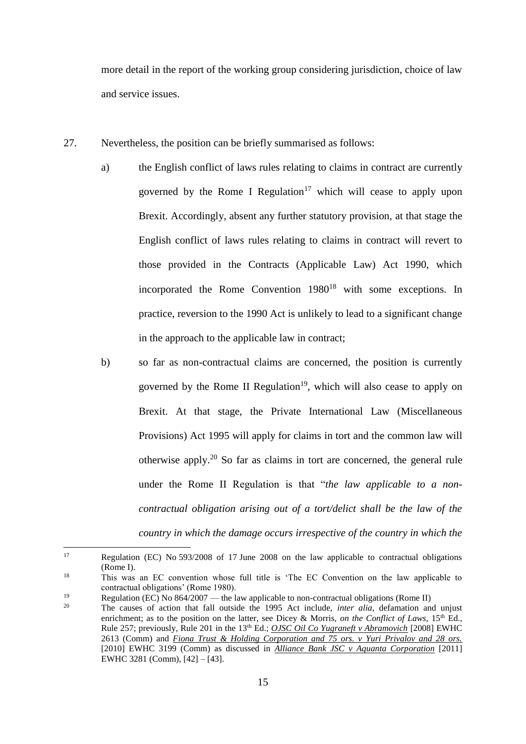more detail in the report of the working group considering jurisdiction, choice of law and service issues.

27. Nevertheless, the position can be briefly summarised as follows:

a) the English conflict of laws rules relating to claims in contract are currently governed by the Rome I Regulation[17] which will cease to apply upon Brexit. Accordingly, absent any further statutory provision, at that stage the English conflict of laws rules relating to claims in contract will revert to those provided in the Contracts (Applicable Law) Act 1990, which incorporated the Rome Convention 1980[18] with some exceptions. In practice, reversion to the 1990 Act is unlikely to lead to a significant change in the approach to the applicable law in contract;

b) so far as non-contractual claims are concerned, the position is currently governed by the Rome II Regulation[19], which will also cease to apply on Brexit. At that stage, the Private International Law (Miscellaneous Provisions) Act 1995 will apply for claims in tort and the common law will otherwise apply.[20] So far as claims in tort are concerned, the general rule under the Rome II Regulation is that "*the law applicable to a non-contractual obligation arising out of a tort/delict shall be the law of the country in which the damage occurs irrespective of the country in which the*

---

[17] Regulation (EC) No 593/2008 of 17 June 2008 on the law applicable to contractual obligations (Rome I).

[18] This was an EC convention whose full title is 'The EC Convention on the law applicable to contractual obligations' (Rome 1980).

[19] Regulation (EC) No 864/2007 — the law applicable to non-contractual obligations (Rome II)

[20] The causes of action that fall outside the 1995 Act include, *inter alia*, defamation and unjust enrichment; as to the position on the latter, see Dicey & Morris, *on the Conflict of Laws*, 15th Ed., Rule 257; previously, Rule 201 in the 13th Ed.; *OJSC Oil Co Yugraneft v Abramovich* [2008] EWHC 2613 (Comm) and *Fiona Trust & Holding Corporation and 75 ors. v Yuri Privalov and 28 ors.* [2010] EWHC 3199 (Comm) as discussed in *Alliance Bank JSC v Aquanta Corporation* [2011] EWHC 3281 (Comm), [42] – [43].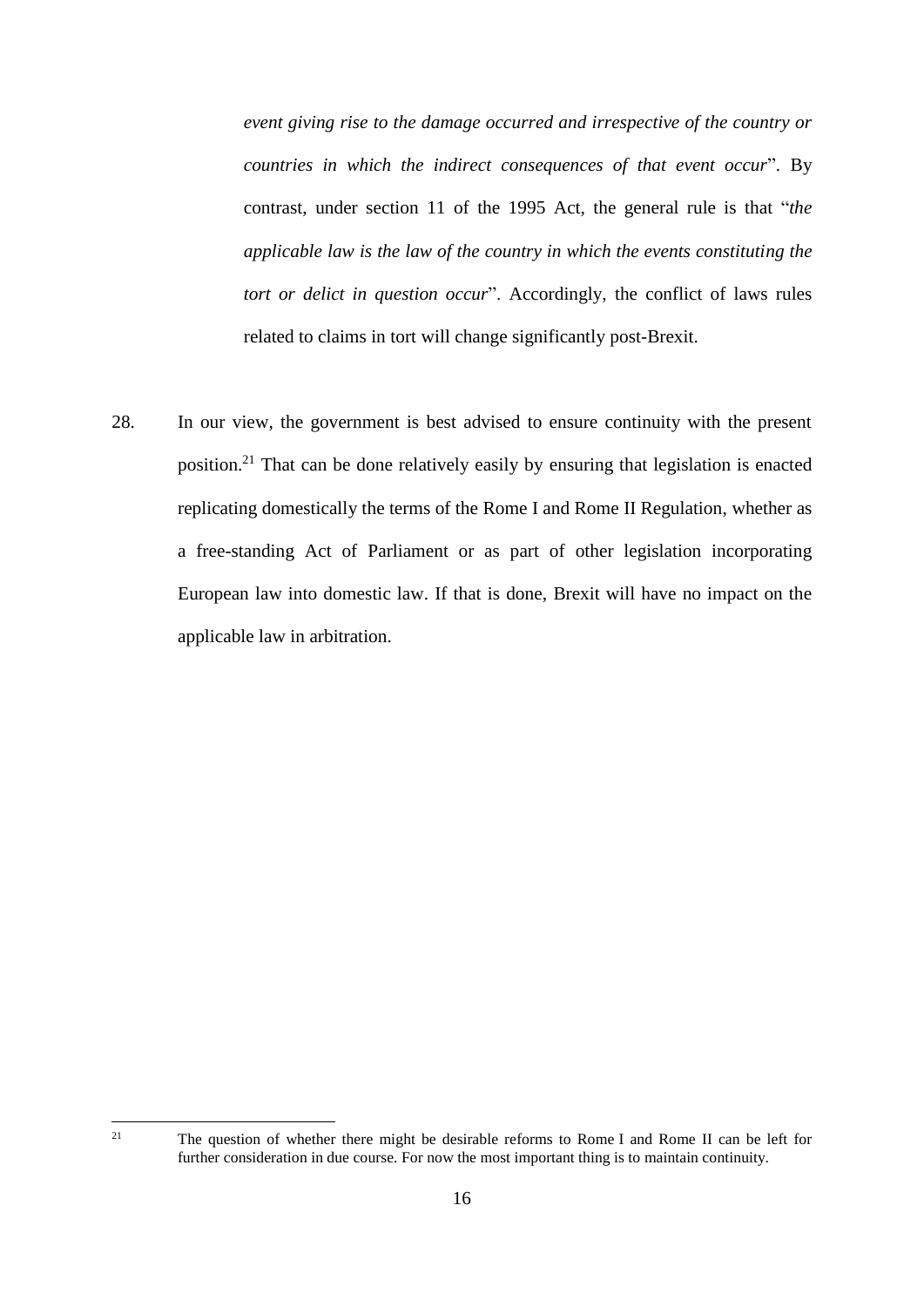*event giving rise to the damage occurred and irrespective of the country or countries in which the indirect consequences of that event occur*". By contrast, under section 11 of the 1995 Act, the general rule is that "*the applicable law is the law of the country in which the events constituting the tort or delict in question occur*". Accordingly, the conflict of laws rules related to claims in tort will change significantly post-Brexit.

28. In our view, the government is best advised to ensure continuity with the present position.[21] That can be done relatively easily by ensuring that legislation is enacted replicating domestically the terms of the Rome I and Rome II Regulation, whether as a free-standing Act of Parliament or as part of other legislation incorporating European law into domestic law. If that is done, Brexit will have no impact on the applicable law in arbitration.

---

[21] The question of whether there might be desirable reforms to Rome I and Rome II can be left for further consideration in due course. For now the most important thing is to maintain continuity.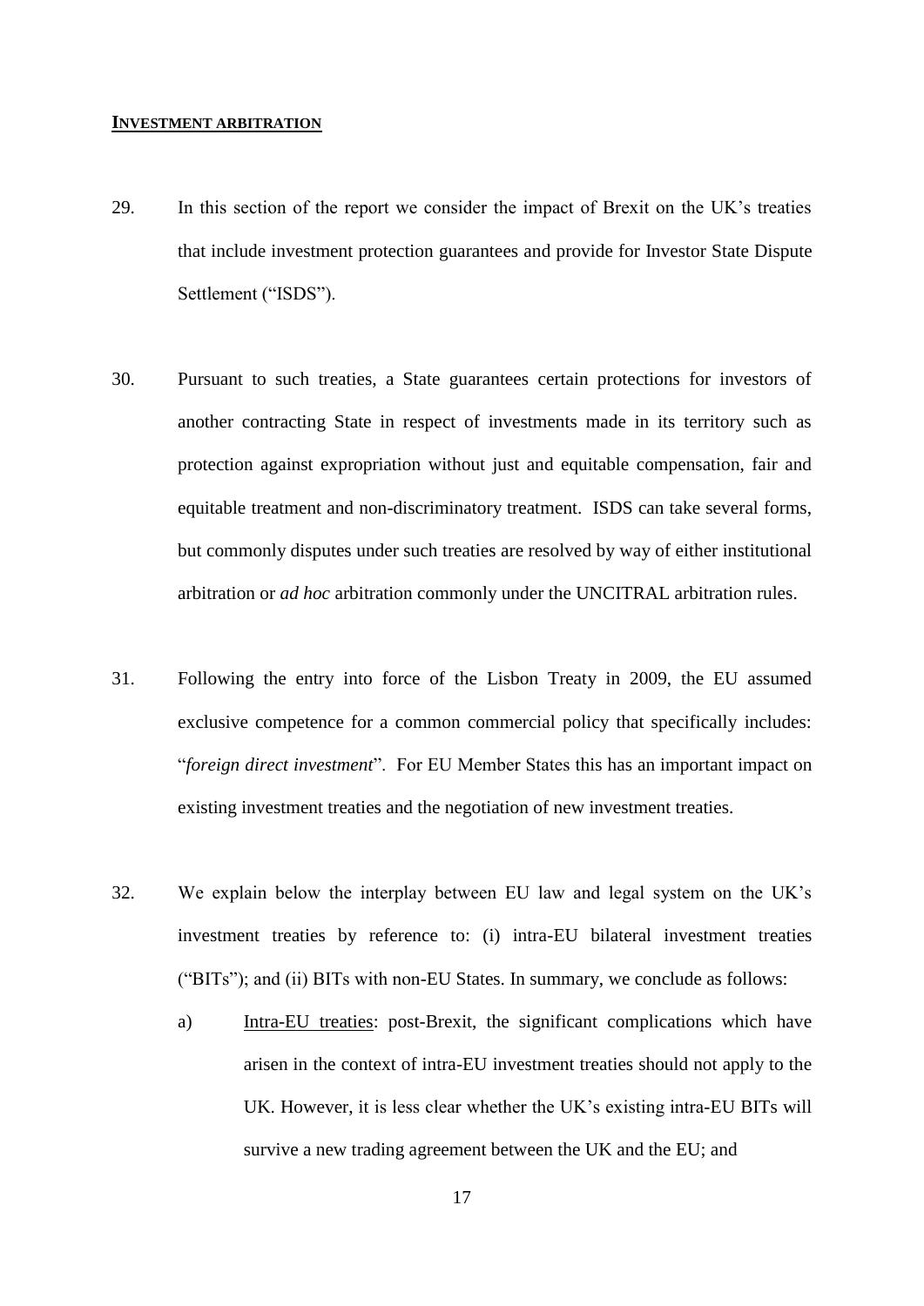## INVESTMENT ARBITRATION

29. In this section of the report we consider the impact of Brexit on the UK's treaties that include investment protection guarantees and provide for Investor State Dispute Settlement ("ISDS").

30. Pursuant to such treaties, a State guarantees certain protections for investors of another contracting State in respect of investments made in its territory such as protection against expropriation without just and equitable compensation, fair and equitable treatment and non-discriminatory treatment. ISDS can take several forms, but commonly disputes under such treaties are resolved by way of either institutional arbitration or *ad hoc* arbitration commonly under the UNCITRAL arbitration rules.

31. Following the entry into force of the Lisbon Treaty in 2009, the EU assumed exclusive competence for a common commercial policy that specifically includes: "*foreign direct investment*". For EU Member States this has an important impact on existing investment treaties and the negotiation of new investment treaties.

32. We explain below the interplay between EU law and legal system on the UK's investment treaties by reference to: (i) intra-EU bilateral investment treaties ("BITs"); and (ii) BITs with non-EU States. In summary, we conclude as follows:

    a) <u>Intra-EU treaties</u>: post-Brexit, the significant complications which have arisen in the context of intra-EU investment treaties should not apply to the UK. However, it is less clear whether the UK's existing intra-EU BITs will survive a new trading agreement between the UK and the EU; and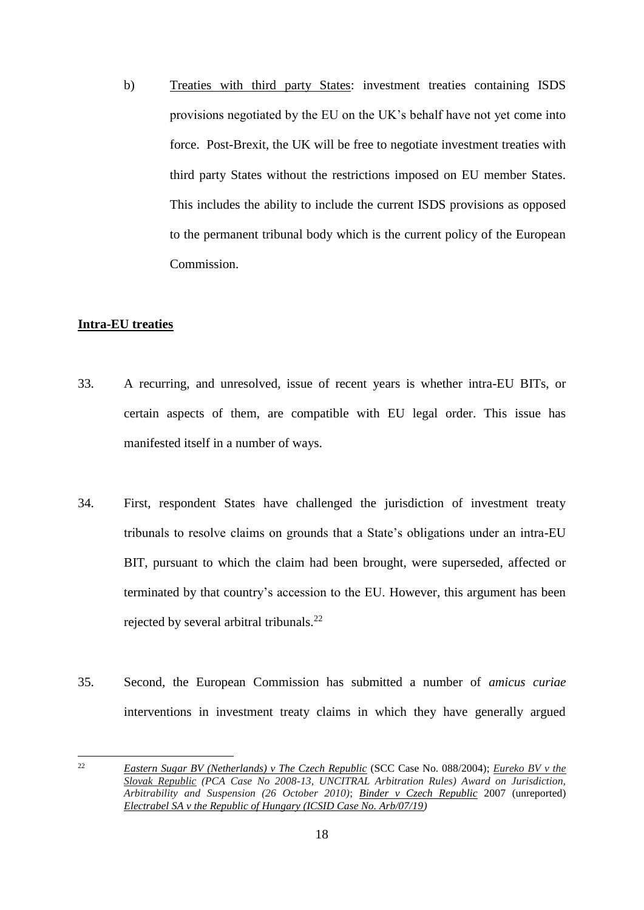b) Treaties with third party States: investment treaties containing ISDS provisions negotiated by the EU on the UK's behalf have not yet come into force. Post-Brexit, the UK will be free to negotiate investment treaties with third party States without the restrictions imposed on EU member States. This includes the ability to include the current ISDS provisions as opposed to the permanent tribunal body which is the current policy of the European Commission.

**Intra-EU treaties**

33. A recurring, and unresolved, issue of recent years is whether intra-EU BITs, or certain aspects of them, are compatible with EU legal order. This issue has manifested itself in a number of ways.

34. First, respondent States have challenged the jurisdiction of investment treaty tribunals to resolve claims on grounds that a State's obligations under an intra-EU BIT, pursuant to which the claim had been brought, were superseded, affected or terminated by that country's accession to the EU. However, this argument has been rejected by several arbitral tribunals.[22]

35. Second, the European Commission has submitted a number of *amicus curiae* interventions in investment treaty claims in which they have generally argued

---

[22] *Eastern Sugar BV (Netherlands) v The Czech Republic* (SCC Case No. 088/2004); *Eureko BV v the Slovak Republic (PCA Case No 2008-13, UNCITRAL Arbitration Rules) Award on Jurisdiction, Arbitrability and Suspension (26 October 2010)*; ***Binder v Czech Republic*** 2007 (unreported) *Electrabel SA v the Republic of Hungary (ICSID Case No. Arb/07/19)*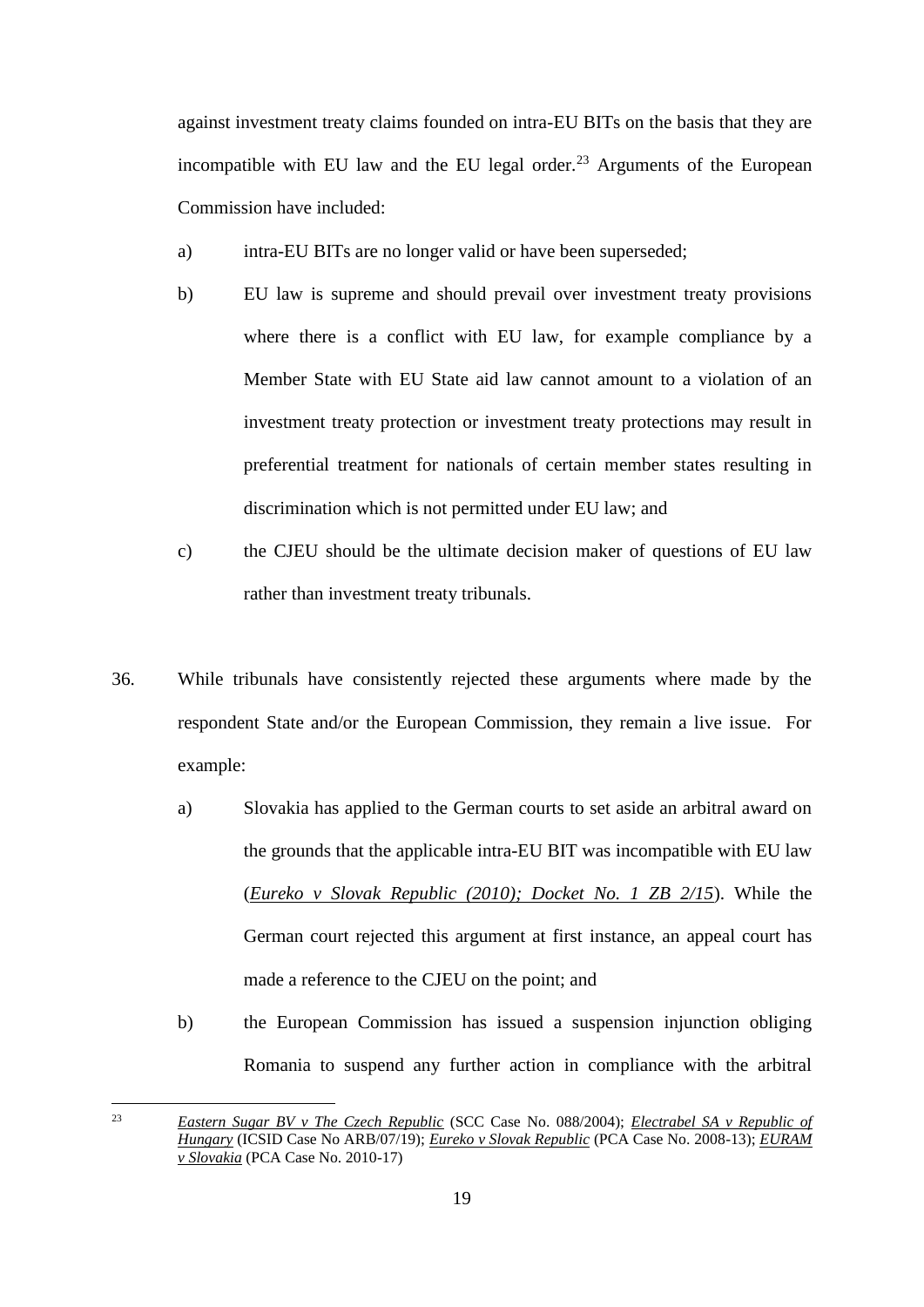against investment treaty claims founded on intra-EU BITs on the basis that they are incompatible with EU law and the EU legal order.[23] Arguments of the European Commission have included:

a) intra-EU BITs are no longer valid or have been superseded;

b) EU law is supreme and should prevail over investment treaty provisions where there is a conflict with EU law, for example compliance by a Member State with EU State aid law cannot amount to a violation of an investment treaty protection or investment treaty protections may result in preferential treatment for nationals of certain member states resulting in discrimination which is not permitted under EU law; and

c) the CJEU should be the ultimate decision maker of questions of EU law rather than investment treaty tribunals.

36. While tribunals have consistently rejected these arguments where made by the respondent State and/or the European Commission, they remain a live issue. For example:

a) Slovakia has applied to the German courts to set aside an arbitral award on the grounds that the applicable intra-EU BIT was incompatible with EU law (*Eureko v Slovak Republic (2010); Docket No. 1 ZB 2/15*). While the German court rejected this argument at first instance, an appeal court has made a reference to the CJEU on the point; and

b) the European Commission has issued a suspension injunction obliging Romania to suspend any further action in compliance with the arbitral

---

[23] *Eastern Sugar BV v The Czech Republic* (SCC Case No. 088/2004); *Electrabel SA v Republic of Hungary* (ICSID Case No ARB/07/19); *Eureko v Slovak Republic* (PCA Case No. 2008-13); *EURAM v Slovakia* (PCA Case No. 2010-17)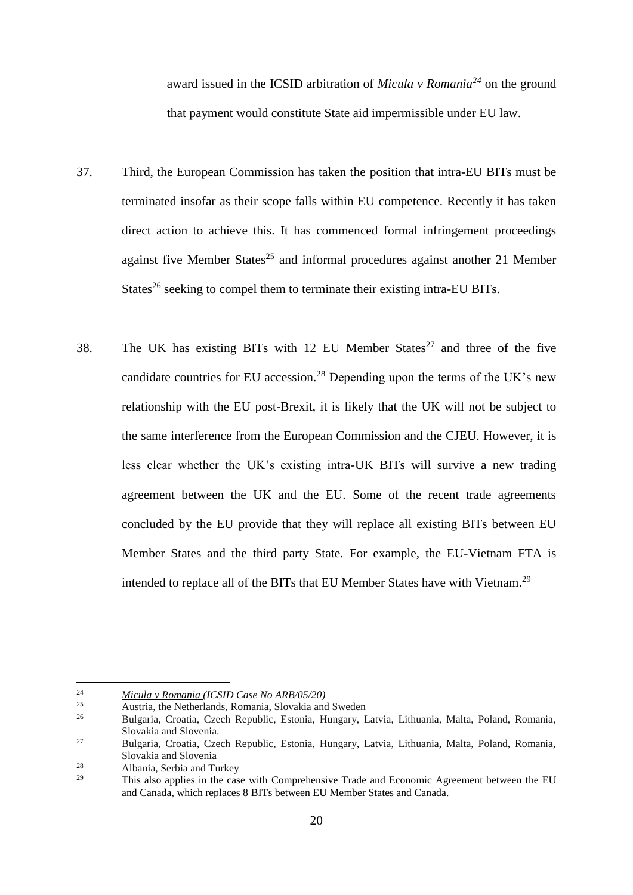award issued in the ICSID arbitration of ***Micula v Romania***[24] on the ground that payment would constitute State aid impermissible under EU law.

37. Third, the European Commission has taken the position that intra-EU BITs must be terminated insofar as their scope falls within EU competence. Recently it has taken direct action to achieve this. It has commenced formal infringement proceedings against five Member States[25] and informal procedures against another 21 Member States[26] seeking to compel them to terminate their existing intra-EU BITs.

38. The UK has existing BITs with 12 EU Member States[27] and three of the five candidate countries for EU accession.[28] Depending upon the terms of the UK's new relationship with the EU post-Brexit, it is likely that the UK will not be subject to the same interference from the European Commission and the CJEU. However, it is less clear whether the UK's existing intra-UK BITs will survive a new trading agreement between the UK and the EU. Some of the recent trade agreements concluded by the EU provide that they will replace all existing BITs between EU Member States and the third party State. For example, the EU-Vietnam FTA is intended to replace all of the BITs that EU Member States have with Vietnam.[29]

---

[24] *Micula v Romania (ICSID Case No ARB/05/20)*

[25] Austria, the Netherlands, Romania, Slovakia and Sweden

[26] Bulgaria, Croatia, Czech Republic, Estonia, Hungary, Latvia, Lithuania, Malta, Poland, Romania, Slovakia and Slovenia.

[27] Bulgaria, Croatia, Czech Republic, Estonia, Hungary, Latvia, Lithuania, Malta, Poland, Romania, Slovakia and Slovenia

[28] Albania, Serbia and Turkey

[29] This also applies in the case with Comprehensive Trade and Economic Agreement between the EU and Canada, which replaces 8 BITs between EU Member States and Canada.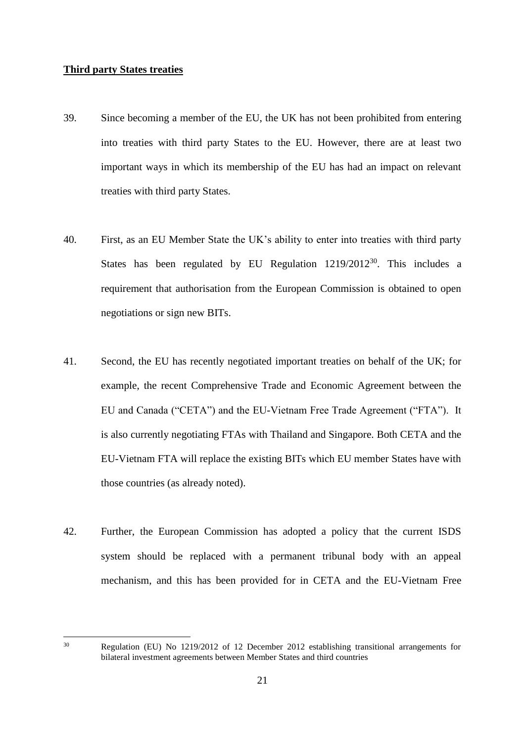**Third party States treaties**

39. Since becoming a member of the EU, the UK has not been prohibited from entering into treaties with third party States to the EU. However, there are at least two important ways in which its membership of the EU has had an impact on relevant treaties with third party States.

40. First, as an EU Member State the UK's ability to enter into treaties with third party States has been regulated by EU Regulation 1219/2012[30]. This includes a requirement that authorisation from the European Commission is obtained to open negotiations or sign new BITs.

41. Second, the EU has recently negotiated important treaties on behalf of the UK; for example, the recent Comprehensive Trade and Economic Agreement between the EU and Canada ("CETA") and the EU-Vietnam Free Trade Agreement ("FTA"). It is also currently negotiating FTAs with Thailand and Singapore. Both CETA and the EU-Vietnam FTA will replace the existing BITs which EU member States have with those countries (as already noted).

42. Further, the European Commission has adopted a policy that the current ISDS system should be replaced with a permanent tribunal body with an appeal mechanism, and this has been provided for in CETA and the EU-Vietnam Free

---

[30] Regulation (EU) No 1219/2012 of 12 December 2012 establishing transitional arrangements for bilateral investment agreements between Member States and third countries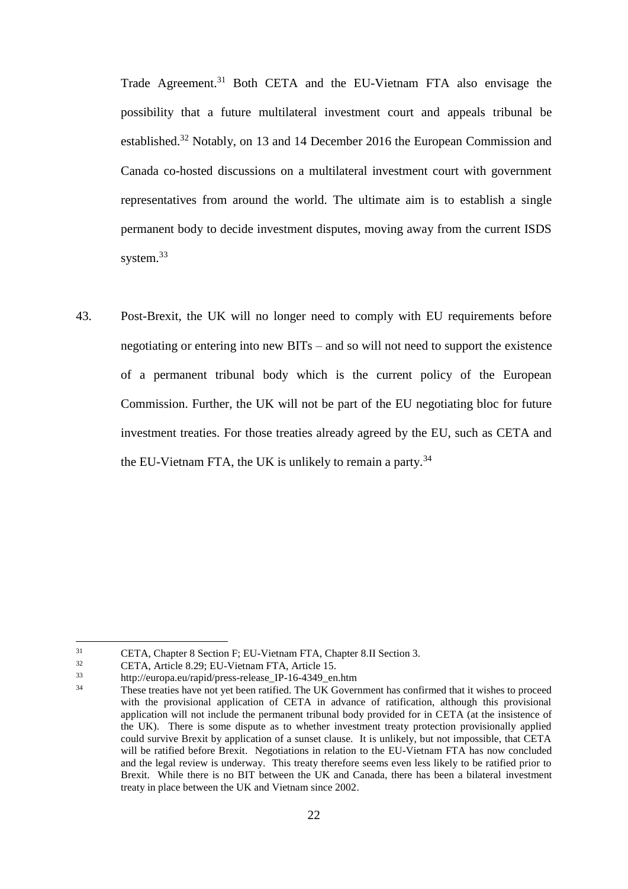Trade Agreement.[31] Both CETA and the EU-Vietnam FTA also envisage the possibility that a future multilateral investment court and appeals tribunal be established.[32] Notably, on 13 and 14 December 2016 the European Commission and Canada co-hosted discussions on a multilateral investment court with government representatives from around the world. The ultimate aim is to establish a single permanent body to decide investment disputes, moving away from the current ISDS system.[33]

43. Post-Brexit, the UK will no longer need to comply with EU requirements before negotiating or entering into new BITs – and so will not need to support the existence of a permanent tribunal body which is the current policy of the European Commission. Further, the UK will not be part of the EU negotiating bloc for future investment treaties. For those treaties already agreed by the EU, such as CETA and the EU-Vietnam FTA, the UK is unlikely to remain a party.[34]

---

[31] CETA, Chapter 8 Section F; EU-Vietnam FTA, Chapter 8.II Section 3.

[32] CETA, Article 8.29; EU-Vietnam FTA, Article 15.

[33] http://europa.eu/rapid/press-release_IP-16-4349_en.htm

[34] These treaties have not yet been ratified. The UK Government has confirmed that it wishes to proceed with the provisional application of CETA in advance of ratification, although this provisional application will not include the permanent tribunal body provided for in CETA (at the insistence of the UK). There is some dispute as to whether investment treaty protection provisionally applied could survive Brexit by application of a sunset clause. It is unlikely, but not impossible, that CETA will be ratified before Brexit. Negotiations in relation to the EU-Vietnam FTA has now concluded and the legal review is underway. This treaty therefore seems even less likely to be ratified prior to Brexit. While there is no BIT between the UK and Canada, there has been a bilateral investment treaty in place between the UK and Vietnam since 2002.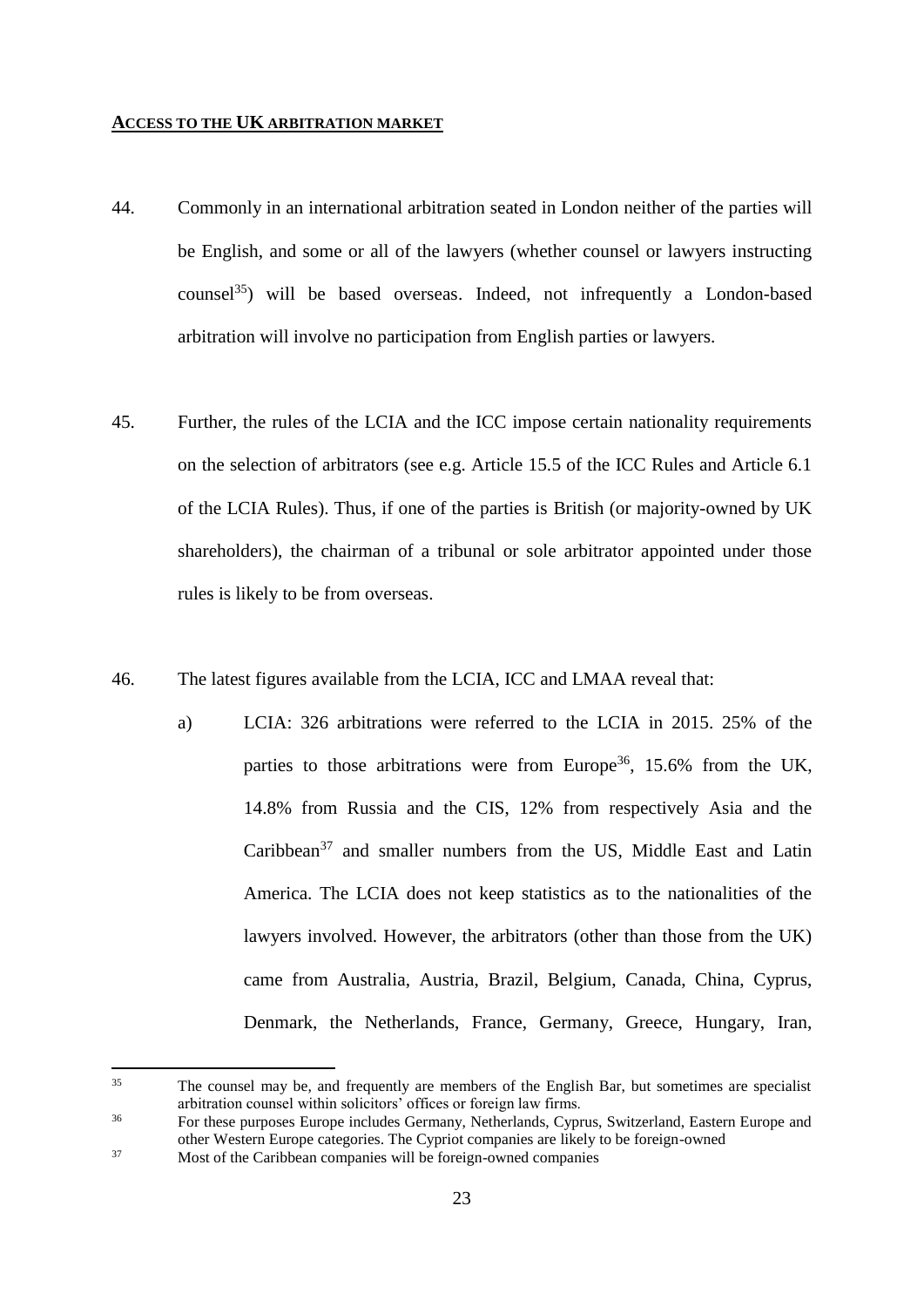## **ACCESS TO THE UK ARBITRATION MARKET**

44. Commonly in an international arbitration seated in London neither of the parties will be English, and some or all of the lawyers (whether counsel or lawyers instructing counsel[35]) will be based overseas. Indeed, not infrequently a London-based arbitration will involve no participation from English parties or lawyers.

45. Further, the rules of the LCIA and the ICC impose certain nationality requirements on the selection of arbitrators (see e.g. Article 15.5 of the ICC Rules and Article 6.1 of the LCIA Rules). Thus, if one of the parties is British (or majority-owned by UK shareholders), the chairman of a tribunal or sole arbitrator appointed under those rules is likely to be from overseas.

46. The latest figures available from the LCIA, ICC and LMAA reveal that:

    a) LCIA: 326 arbitrations were referred to the LCIA in 2015. 25% of the parties to those arbitrations were from Europe[36], 15.6% from the UK, 14.8% from Russia and the CIS, 12% from respectively Asia and the Caribbean[37] and smaller numbers from the US, Middle East and Latin America. The LCIA does not keep statistics as to the nationalities of the lawyers involved. However, the arbitrators (other than those from the UK) came from Australia, Austria, Brazil, Belgium, Canada, China, Cyprus, Denmark, the Netherlands, France, Germany, Greece, Hungary, Iran,

---

[35] The counsel may be, and frequently are members of the English Bar, but sometimes are specialist arbitration counsel within solicitors' offices or foreign law firms.

[36] For these purposes Europe includes Germany, Netherlands, Cyprus, Switzerland, Eastern Europe and other Western Europe categories. The Cypriot companies are likely to be foreign-owned

[37] Most of the Caribbean companies will be foreign-owned companies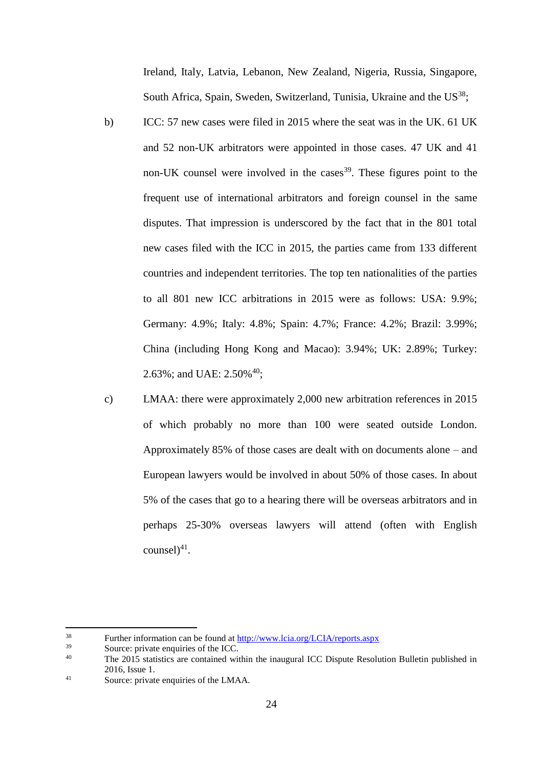Ireland, Italy, Latvia, Lebanon, New Zealand, Nigeria, Russia, Singapore, South Africa, Spain, Sweden, Switzerland, Tunisia, Ukraine and the US[38];

b) ICC: 57 new cases were filed in 2015 where the seat was in the UK. 61 UK and 52 non-UK arbitrators were appointed in those cases. 47 UK and 41 non-UK counsel were involved in the cases[39]. These figures point to the frequent use of international arbitrators and foreign counsel in the same disputes. That impression is underscored by the fact that in the 801 total new cases filed with the ICC in 2015, the parties came from 133 different countries and independent territories. The top ten nationalities of the parties to all 801 new ICC arbitrations in 2015 were as follows: USA: 9.9%; Germany: 4.9%; Italy: 4.8%; Spain: 4.7%; France: 4.2%; Brazil: 3.99%; China (including Hong Kong and Macao): 3.94%; UK: 2.89%; Turkey: 2.63%; and UAE: 2.50%[40];

c) LMAA: there were approximately 2,000 new arbitration references in 2015 of which probably no more than 100 were seated outside London. Approximately 85% of those cases are dealt with on documents alone – and European lawyers would be involved in about 50% of those cases. In about 5% of the cases that go to a hearing there will be overseas arbitrators and in perhaps 25-30% overseas lawyers will attend (often with English counsel)[41].

---

[38] Further information can be found at http://www.lcia.org/LCIA/reports.aspx

[39] Source: private enquiries of the ICC.

[40] The 2015 statistics are contained within the inaugural ICC Dispute Resolution Bulletin published in 2016, Issue 1.

[41] Source: private enquiries of the LMAA.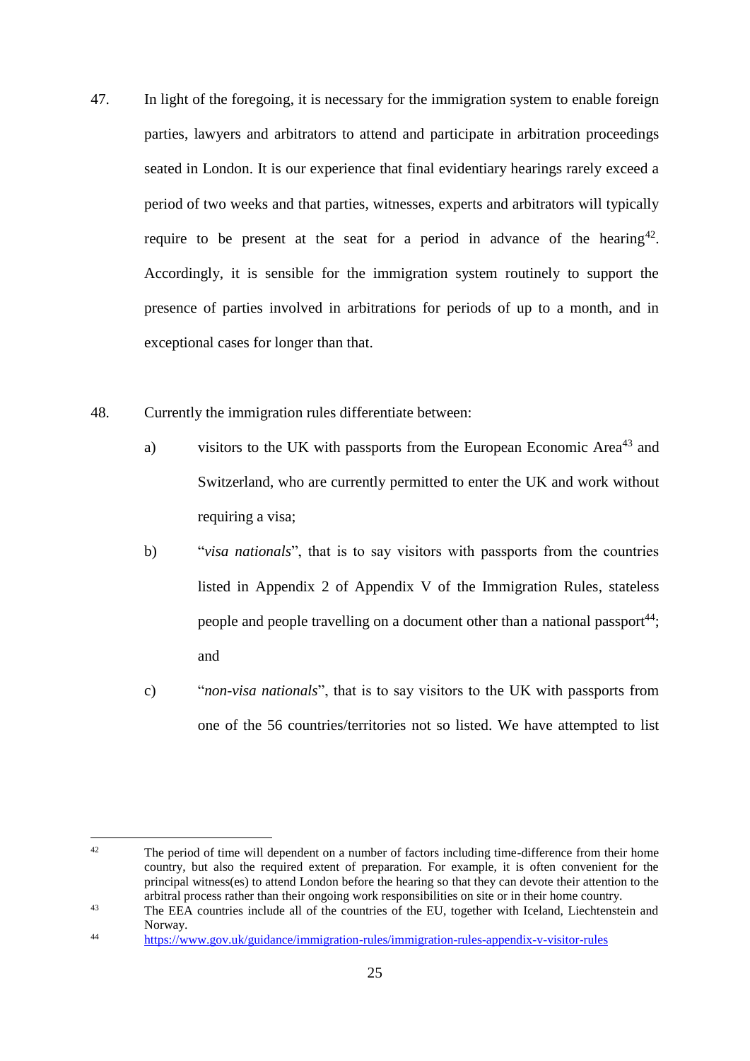47. In light of the foregoing, it is necessary for the immigration system to enable foreign parties, lawyers and arbitrators to attend and participate in arbitration proceedings seated in London. It is our experience that final evidentiary hearings rarely exceed a period of two weeks and that parties, witnesses, experts and arbitrators will typically require to be present at the seat for a period in advance of the hearing[42]. Accordingly, it is sensible for the immigration system routinely to support the presence of parties involved in arbitrations for periods of up to a month, and in exceptional cases for longer than that.

48. Currently the immigration rules differentiate between:

   a) visitors to the UK with passports from the European Economic Area[43] and Switzerland, who are currently permitted to enter the UK and work without requiring a visa;

   b) "*visa nationals*", that is to say visitors with passports from the countries listed in Appendix 2 of Appendix V of the Immigration Rules, stateless people and people travelling on a document other than a national passport[44]; and

   c) "*non-visa nationals*", that is to say visitors to the UK with passports from one of the 56 countries/territories not so listed. We have attempted to list

---

[42] The period of time will dependent on a number of factors including time-difference from their home country, but also the required extent of preparation. For example, it is often convenient for the principal witness(es) to attend London before the hearing so that they can devote their attention to the arbitral process rather than their ongoing work responsibilities on site or in their home country.

[43] The EEA countries include all of the countries of the EU, together with Iceland, Liechtenstein and Norway.

[44] https://www.gov.uk/guidance/immigration-rules/immigration-rules-appendix-v-visitor-rules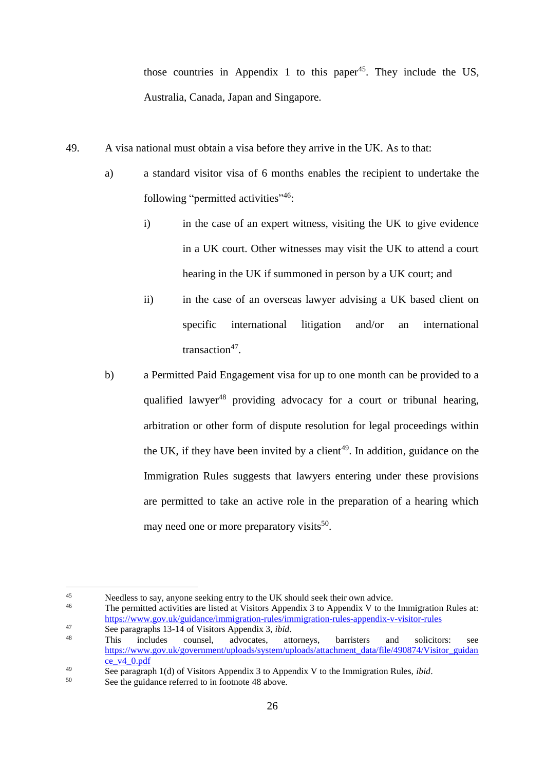those countries in Appendix 1 to this paper[45]. They include the US, Australia, Canada, Japan and Singapore.

49. A visa national must obtain a visa before they arrive in the UK. As to that:

   a) a standard visitor visa of 6 months enables the recipient to undertake the following "permitted activities"[46]:

      i) in the case of an expert witness, visiting the UK to give evidence in a UK court. Other witnesses may visit the UK to attend a court hearing in the UK if summoned in person by a UK court; and

      ii) in the case of an overseas lawyer advising a UK based client on specific international litigation and/or an international transaction[47].

   b) a Permitted Paid Engagement visa for up to one month can be provided to a qualified lawyer[48] providing advocacy for a court or tribunal hearing, arbitration or other form of dispute resolution for legal proceedings within the UK, if they have been invited by a client[49]. In addition, guidance on the Immigration Rules suggests that lawyers entering under these provisions are permitted to take an active role in the preparation of a hearing which may need one or more preparatory visits[50].

---

[45] Needless to say, anyone seeking entry to the UK should seek their own advice.

[46] The permitted activities are listed at Visitors Appendix 3 to Appendix V to the Immigration Rules at: https://www.gov.uk/guidance/immigration-rules/immigration-rules-appendix-v-visitor-rules

[47] See paragraphs 13-14 of Visitors Appendix 3, *ibid*.

[48] This includes counsel, advocates, attorneys, barristers and solicitors: see https://www.gov.uk/government/uploads/system/uploads/attachment_data/file/490874/Visitor_guidance_v4_0.pdf

[49] See paragraph 1(d) of Visitors Appendix 3 to Appendix V to the Immigration Rules, *ibid*.

[50] See the guidance referred to in footnote 48 above.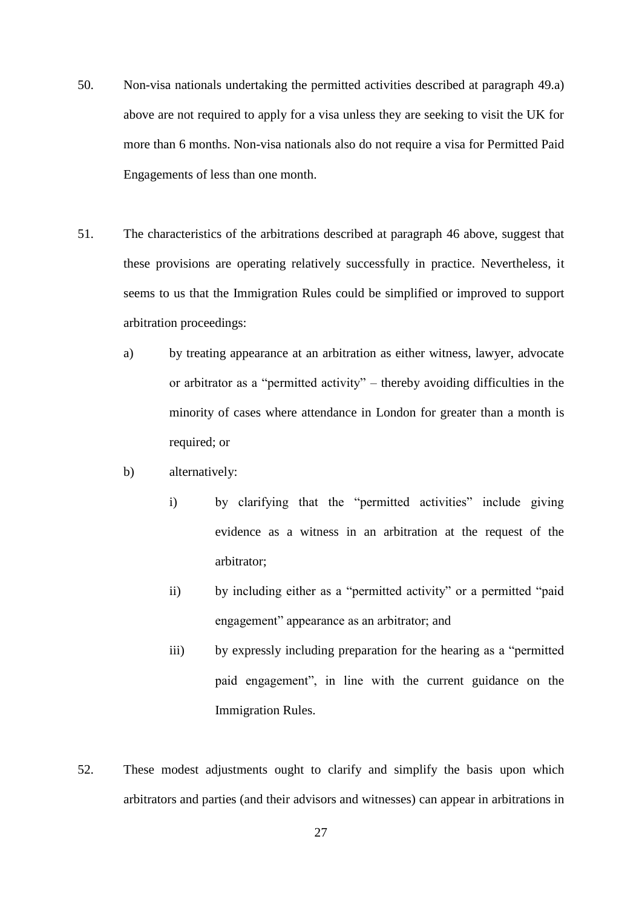50. Non-visa nationals undertaking the permitted activities described at paragraph 49.a) above are not required to apply for a visa unless they are seeking to visit the UK for more than 6 months. Non-visa nationals also do not require a visa for Permitted Paid Engagements of less than one month.

51. The characteristics of the arbitrations described at paragraph 46 above, suggest that these provisions are operating relatively successfully in practice. Nevertheless, it seems to us that the Immigration Rules could be simplified or improved to support arbitration proceedings:

    a) by treating appearance at an arbitration as either witness, lawyer, advocate or arbitrator as a "permitted activity" – thereby avoiding difficulties in the minority of cases where attendance in London for greater than a month is required; or

    b) alternatively:

        i) by clarifying that the "permitted activities" include giving evidence as a witness in an arbitration at the request of the arbitrator;

        ii) by including either as a "permitted activity" or a permitted "paid engagement" appearance as an arbitrator; and

        iii) by expressly including preparation for the hearing as a "permitted paid engagement", in line with the current guidance on the Immigration Rules.

52. These modest adjustments ought to clarify and simplify the basis upon which arbitrators and parties (and their advisors and witnesses) can appear in arbitrations in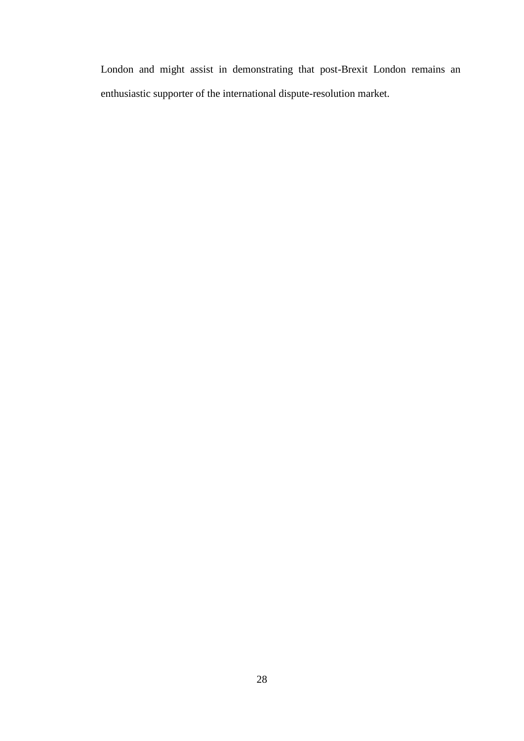London and might assist in demonstrating that post-Brexit London remains an enthusiastic supporter of the international dispute-resolution market.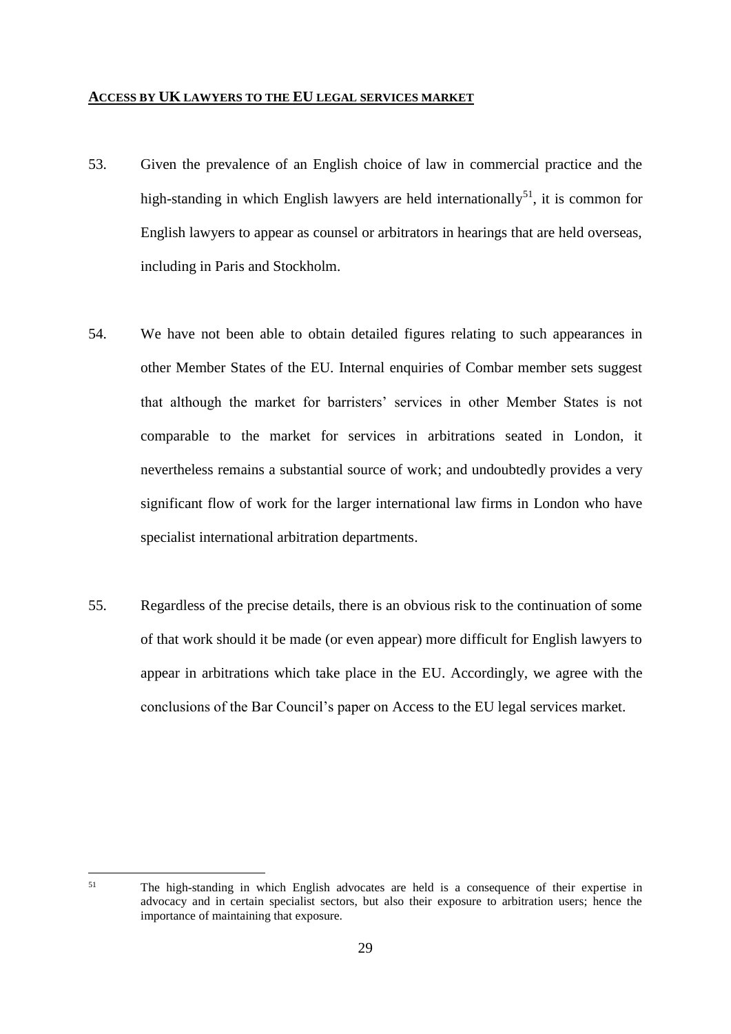## ACCESS BY UK LAWYERS TO THE EU LEGAL SERVICES MARKET

53. Given the prevalence of an English choice of law in commercial practice and the high-standing in which English lawyers are held internationally[51], it is common for English lawyers to appear as counsel or arbitrators in hearings that are held overseas, including in Paris and Stockholm.

54. We have not been able to obtain detailed figures relating to such appearances in other Member States of the EU. Internal enquiries of Combar member sets suggest that although the market for barristers' services in other Member States is not comparable to the market for services in arbitrations seated in London, it nevertheless remains a substantial source of work; and undoubtedly provides a very significant flow of work for the larger international law firms in London who have specialist international arbitration departments.

55. Regardless of the precise details, there is an obvious risk to the continuation of some of that work should it be made (or even appear) more difficult for English lawyers to appear in arbitrations which take place in the EU. Accordingly, we agree with the conclusions of the Bar Council's paper on Access to the EU legal services market.

---

[51] The high-standing in which English advocates are held is a consequence of their expertise in advocacy and in certain specialist sectors, but also their exposure to arbitration users; hence the importance of maintaining that exposure.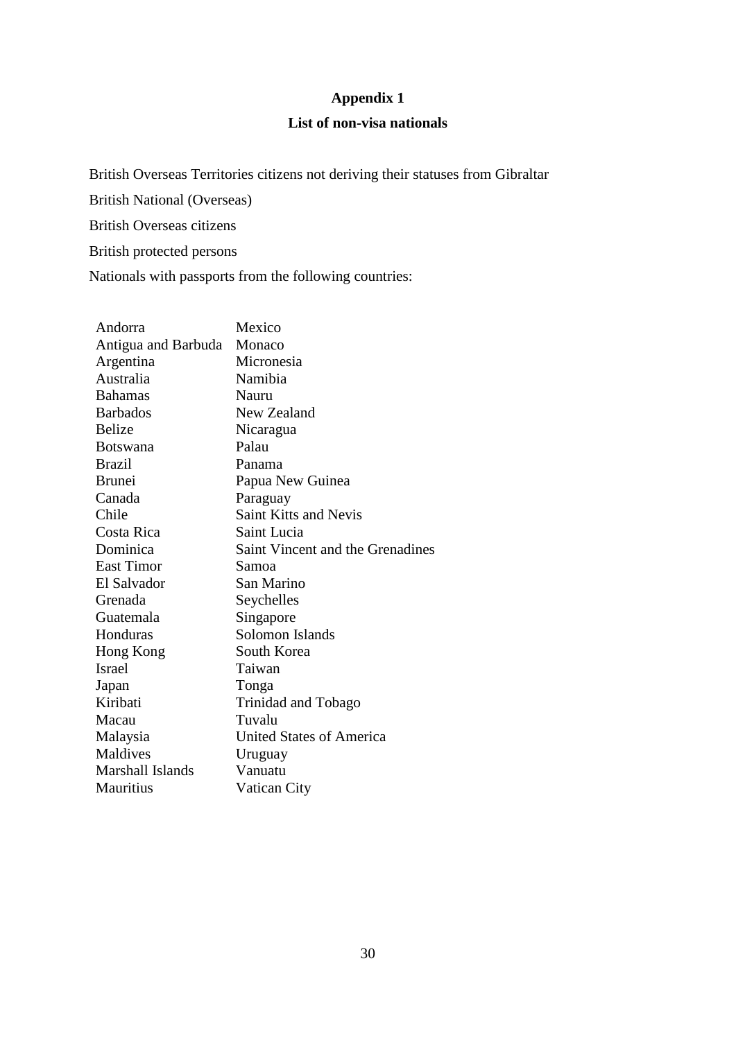**Appendix 1**

**List of non-visa nationals**

British Overseas Territories citizens not deriving their statuses from Gibraltar

British National (Overseas)

British Overseas citizens

British protected persons

Nationals with passports from the following countries:

| | |
|---|---|
| Andorra | Mexico |
| Antigua and Barbuda | Monaco |
| Argentina | Micronesia |
| Australia | Namibia |
| Bahamas | Nauru |
| Barbados | New Zealand |
| Belize | Nicaragua |
| Botswana | Palau |
| Brazil | Panama |
| Brunei | Papua New Guinea |
| Canada | Paraguay |
| Chile | Saint Kitts and Nevis |
| Costa Rica | Saint Lucia |
| Dominica | Saint Vincent and the Grenadines |
| East Timor | Samoa |
| El Salvador | San Marino |
| Grenada | Seychelles |
| Guatemala | Singapore |
| Honduras | Solomon Islands |
| Hong Kong | South Korea |
| Israel | Taiwan |
| Japan | Tonga |
| Kiribati | Trinidad and Tobago |
| Macau | Tuvalu |
| Malaysia | United States of America |
| Maldives | Uruguay |
| Marshall Islands | Vanuatu |
| Mauritius | Vatican City |